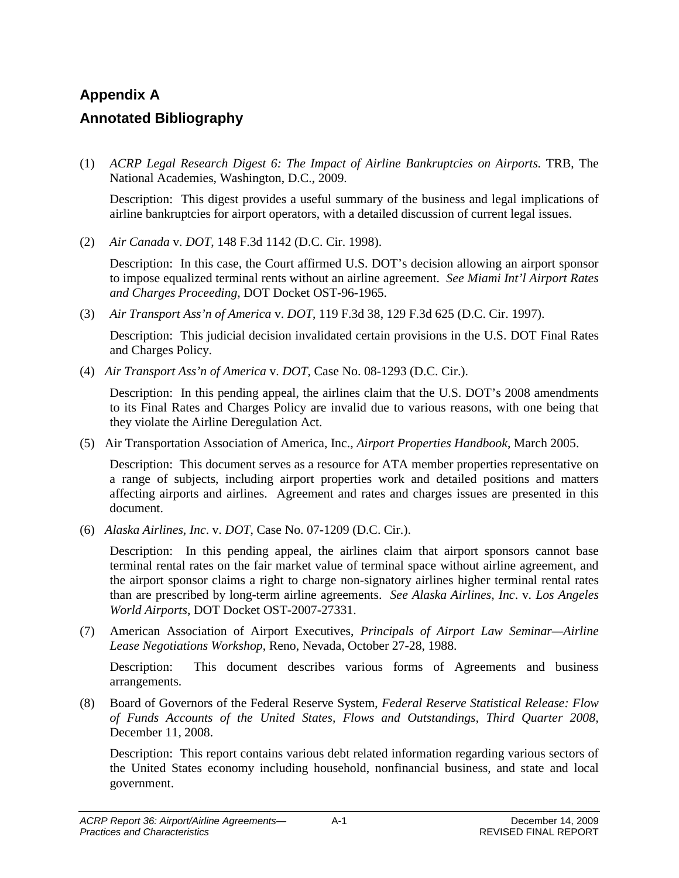# Appendix A

## Annotated Bibliography

(1) *ACRP Legal Research Digest 6: The Impact of Airline Bankruptcies on Airports.* TRB, The National Academies, Washington, D.C., 2009.

Description: This digest provides a useful summary of the business and legal implications of airline bankruptcies for airport operators, with a detailed discussion of current legal issues.

(2) *Air Canada* v. *DOT*, 148 F.3d 1142 (D.C. Cir. 1998).

Description: In this case, the Court affirmed U.S. DOT's decision allowing an airport sponsor to impose equalized terminal rents without an airline agreement. *See Miami Int'l Airport Rates and Charges Proceeding*, DOT Docket OST-96-1965.

(3) *Air Transport Ass'n of America* v. *DOT*, 119 F.3d 38, 129 F.3d 625 (D.C. Cir. 1997).

Description: This judicial decision invalidated certain provisions in the U.S. DOT Final Rates and Charges Policy.

(4) *Air Transport Ass'n of America* v. *DOT*, Case No. 08-1293 (D.C. Cir.).

Description: In this pending appeal, the airlines claim that the U.S. DOT's 2008 amendments to its Final Rates and Charges Policy are invalid due to various reasons, with one being that they violate the Airline Deregulation Act.

(5) Air Transportation Association of America, Inc., *Airport Properties Handbook*, March 2005.

Description: This document serves as a resource for ATA member properties representative on a range of subjects, including airport properties work and detailed positions and matters affecting airports and airlines. Agreement and rates and charges issues are presented in this document.

(6) *Alaska Airlines, Inc*. v. *DOT*, Case No. 07-1209 (D.C. Cir.).

Description: In this pending appeal, the airlines claim that airport sponsors cannot base terminal rental rates on the fair market value of terminal space without airline agreement, and the airport sponsor claims a right to charge non-signatory airlines higher terminal rental rates than are prescribed by long-term airline agreements. *See Alaska Airlines, Inc*. v. *Los Angeles World Airports*, DOT Docket OST-2007-27331.

(7) American Association of Airport Executives, *Principals of Airport Law Seminar—Airline Lease Negotiations Workshop*, Reno, Nevada, October 27-28, 1988.

Description: This document describes various forms of Agreements and business arrangements.

(8) Board of Governors of the Federal Reserve System, *Federal Reserve Statistical Release: Flow of Funds Accounts of the United States, Flows and Outstandings, Third Quarter 2008*, December 11, 2008.

Description: This report contains various debt related information regarding various sectors of the United States economy including household, nonfinancial business, and state and local government.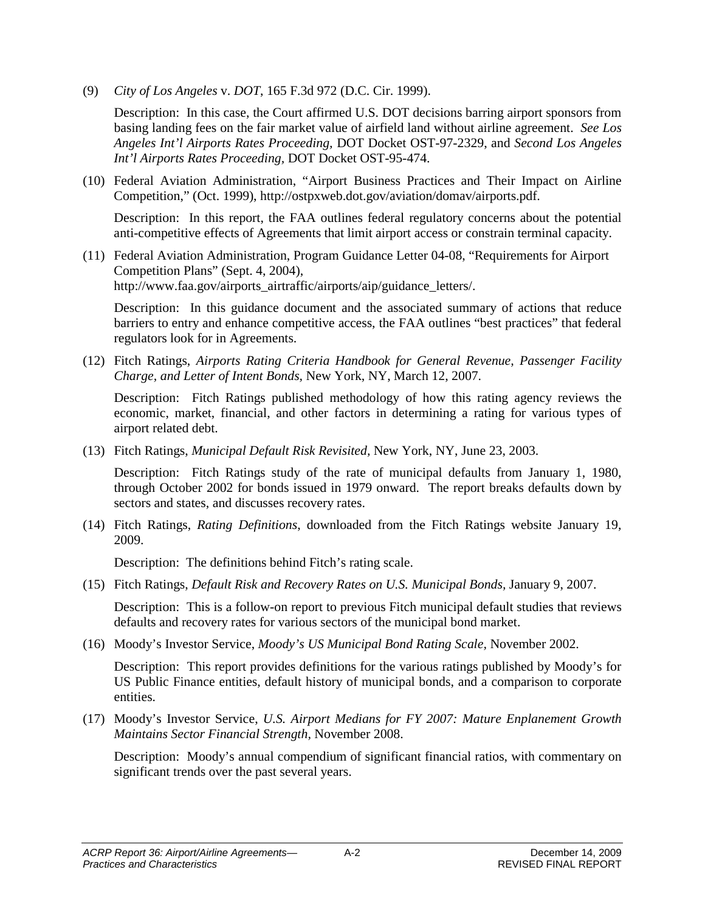(9) *City of Los Angeles* v. *DOT*, 165 F.3d 972 (D.C. Cir. 1999).

Description: In this case, the Court affirmed U.S. DOT decisions barring airport sponsors from basing landing fees on the fair market value of airfield land without airline agreement. *See Los Angeles Int'l Airports Rates Proceeding*, DOT Docket OST-97-2329, and *Second Los Angeles Int'l Airports Rates Proceeding*, DOT Docket OST-95-474.

(10) Federal Aviation Administration, "Airport Business Practices and Their Impact on Airline Competition," (Oct. 1999), http://ostpxweb.dot.gov/aviation/domav/airports.pdf.

Description: In this report, the FAA outlines federal regulatory concerns about the potential anti-competitive effects of Agreements that limit airport access or constrain terminal capacity.

(11) Federal Aviation Administration, Program Guidance Letter 04-08, "Requirements for Airport Competition Plans" (Sept. 4, 2004), http://www.faa.gov/airports_airtraffic/airports/aip/guidance_letters/.

Description: In this guidance document and the associated summary of actions that reduce barriers to entry and enhance competitive access, the FAA outlines "best practices" that federal regulators look for in Agreements.

(12) Fitch Ratings, *Airports Rating Criteria Handbook for General Revenue, Passenger Facility Charge, and Letter of Intent Bonds*, New York, NY, March 12, 2007.

Description: Fitch Ratings published methodology of how this rating agency reviews the economic, market, financial, and other factors in determining a rating for various types of airport related debt.

(13) Fitch Ratings, *Municipal Default Risk Revisited*, New York, NY, June 23, 2003.

Description: Fitch Ratings study of the rate of municipal defaults from January 1, 1980, through October 2002 for bonds issued in 1979 onward. The report breaks defaults down by sectors and states, and discusses recovery rates.

(14) Fitch Ratings, *Rating Definitions*, downloaded from the Fitch Ratings website January 19, 2009.

Description: The definitions behind Fitch's rating scale.

(15) Fitch Ratings, *Default Risk and Recovery Rates on U.S. Municipal Bonds*, January 9, 2007.

Description: This is a follow-on report to previous Fitch municipal default studies that reviews defaults and recovery rates for various sectors of the municipal bond market.

(16) Moody's Investor Service, *Moody's US Municipal Bond Rating Scale*, November 2002.

Description: This report provides definitions for the various ratings published by Moody's for US Public Finance entities, default history of municipal bonds, and a comparison to corporate entities.

(17) Moody's Investor Service, *U.S. Airport Medians for FY 2007: Mature Enplanement Growth Maintains Sector Financial Strength*, November 2008.

Description: Moody's annual compendium of significant financial ratios, with commentary on significant trends over the past several years.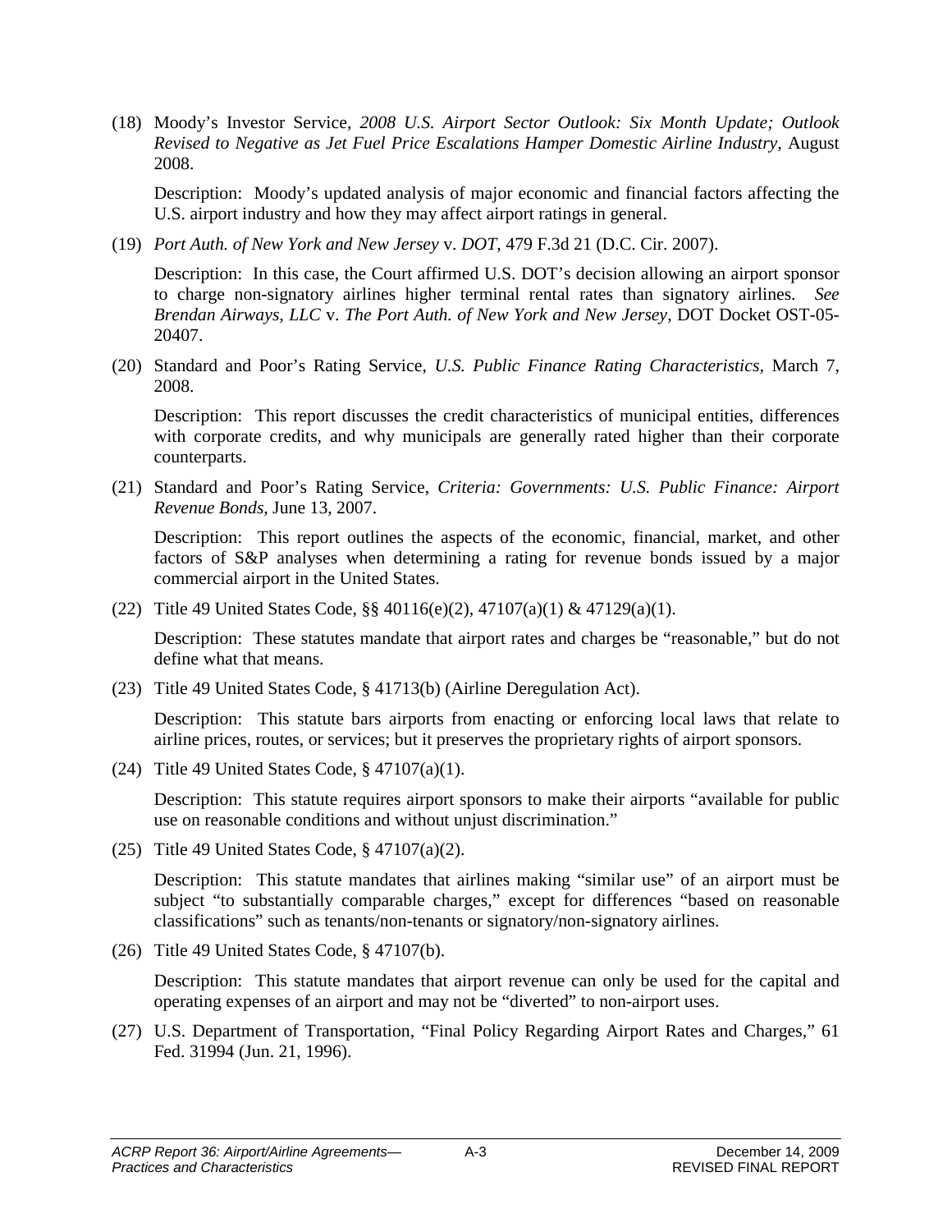(18) Moody's Investor Service, *2008 U.S. Airport Sector Outlook: Six Month Update; Outlook Revised to Negative as Jet Fuel Price Escalations Hamper Domestic Airline Industry*, August 2008.

Description: Moody's updated analysis of major economic and financial factors affecting the U.S. airport industry and how they may affect airport ratings in general.

(19) *Port Auth. of New York and New Jersey* v. *DOT*, 479 F.3d 21 (D.C. Cir. 2007).

Description: In this case, the Court affirmed U.S. DOT's decision allowing an airport sponsor to charge non-signatory airlines higher terminal rental rates than signatory airlines. *See Brendan Airways, LLC* v. *The Port Auth. of New York and New Jersey*, DOT Docket OST-05-20407.

(20) Standard and Poor's Rating Service, *U.S. Public Finance Rating Characteristics*, March 7, 2008.

Description: This report discusses the credit characteristics of municipal entities, differences with corporate credits, and why municipals are generally rated higher than their corporate counterparts.

(21) Standard and Poor's Rating Service, *Criteria: Governments: U.S. Public Finance: Airport Revenue Bonds*, June 13, 2007.

Description: This report outlines the aspects of the economic, financial, market, and other factors of S&P analyses when determining a rating for revenue bonds issued by a major commercial airport in the United States.

(22) Title 49 United States Code, §§ 40116(e)(2), 47107(a)(1) & 47129(a)(1).

Description: These statutes mandate that airport rates and charges be "reasonable," but do not define what that means.

(23) Title 49 United States Code, § 41713(b) (Airline Deregulation Act).

Description: This statute bars airports from enacting or enforcing local laws that relate to airline prices, routes, or services; but it preserves the proprietary rights of airport sponsors.

(24) Title 49 United States Code, § 47107(a)(1).

Description: This statute requires airport sponsors to make their airports "available for public use on reasonable conditions and without unjust discrimination."

(25) Title 49 United States Code, § 47107(a)(2).

Description: This statute mandates that airlines making "similar use" of an airport must be subject "to substantially comparable charges," except for differences "based on reasonable classifications" such as tenants/non-tenants or signatory/non-signatory airlines.

(26) Title 49 United States Code, § 47107(b).

Description: This statute mandates that airport revenue can only be used for the capital and operating expenses of an airport and may not be "diverted" to non-airport uses.

(27) U.S. Department of Transportation, "Final Policy Regarding Airport Rates and Charges," 61 Fed. 31994 (Jun. 21, 1996).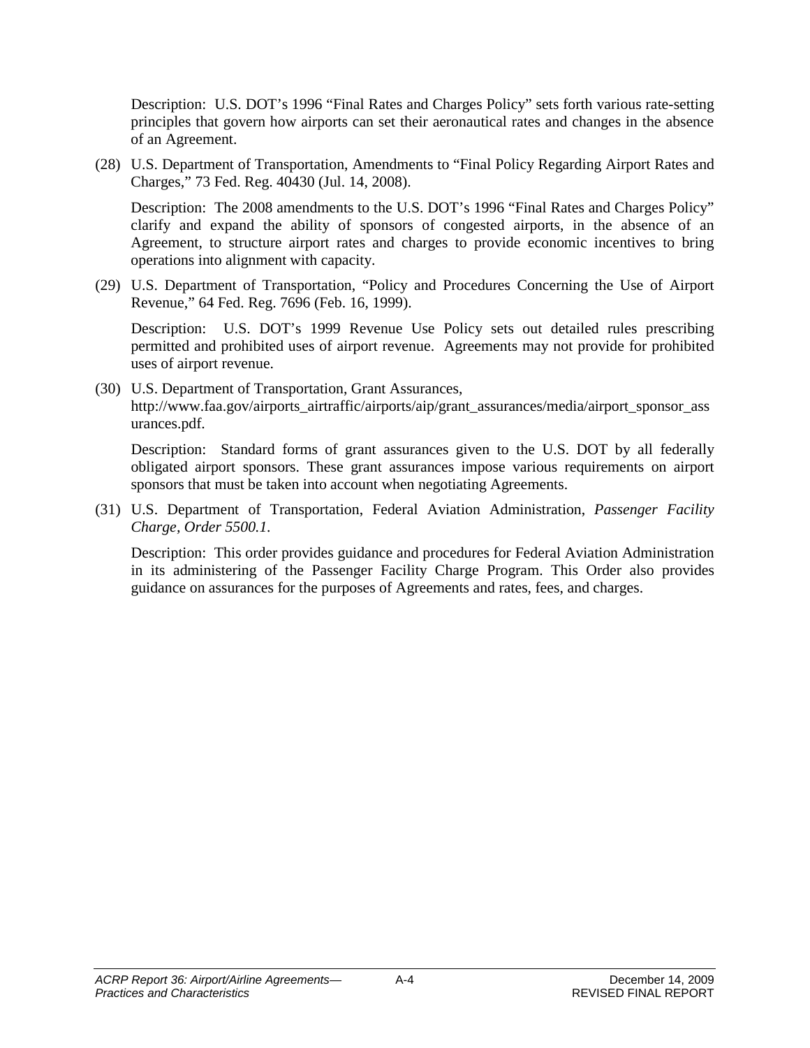Description: U.S. DOT's 1996 "Final Rates and Charges Policy" sets forth various rate-setting principles that govern how airports can set their aeronautical rates and changes in the absence of an Agreement.

(28) U.S. Department of Transportation, Amendments to "Final Policy Regarding Airport Rates and Charges," 73 Fed. Reg. 40430 (Jul. 14, 2008).

Description: The 2008 amendments to the U.S. DOT's 1996 "Final Rates and Charges Policy" clarify and expand the ability of sponsors of congested airports, in the absence of an Agreement, to structure airport rates and charges to provide economic incentives to bring operations into alignment with capacity.

(29) U.S. Department of Transportation, "Policy and Procedures Concerning the Use of Airport Revenue," 64 Fed. Reg. 7696 (Feb. 16, 1999).

Description: U.S. DOT's 1999 Revenue Use Policy sets out detailed rules prescribing permitted and prohibited uses of airport revenue. Agreements may not provide for prohibited uses of airport revenue.

(30) U.S. Department of Transportation, Grant Assurances, http://www.faa.gov/airports_airtraffic/airports/aip/grant_assurances/media/airport_sponsor_assurances.pdf.

Description: Standard forms of grant assurances given to the U.S. DOT by all federally obligated airport sponsors. These grant assurances impose various requirements on airport sponsors that must be taken into account when negotiating Agreements.

(31) U.S. Department of Transportation, Federal Aviation Administration, *Passenger Facility Charge, Order 5500.1.*

Description: This order provides guidance and procedures for Federal Aviation Administration in its administering of the Passenger Facility Charge Program. This Order also provides guidance on assurances for the purposes of Agreements and rates, fees, and charges.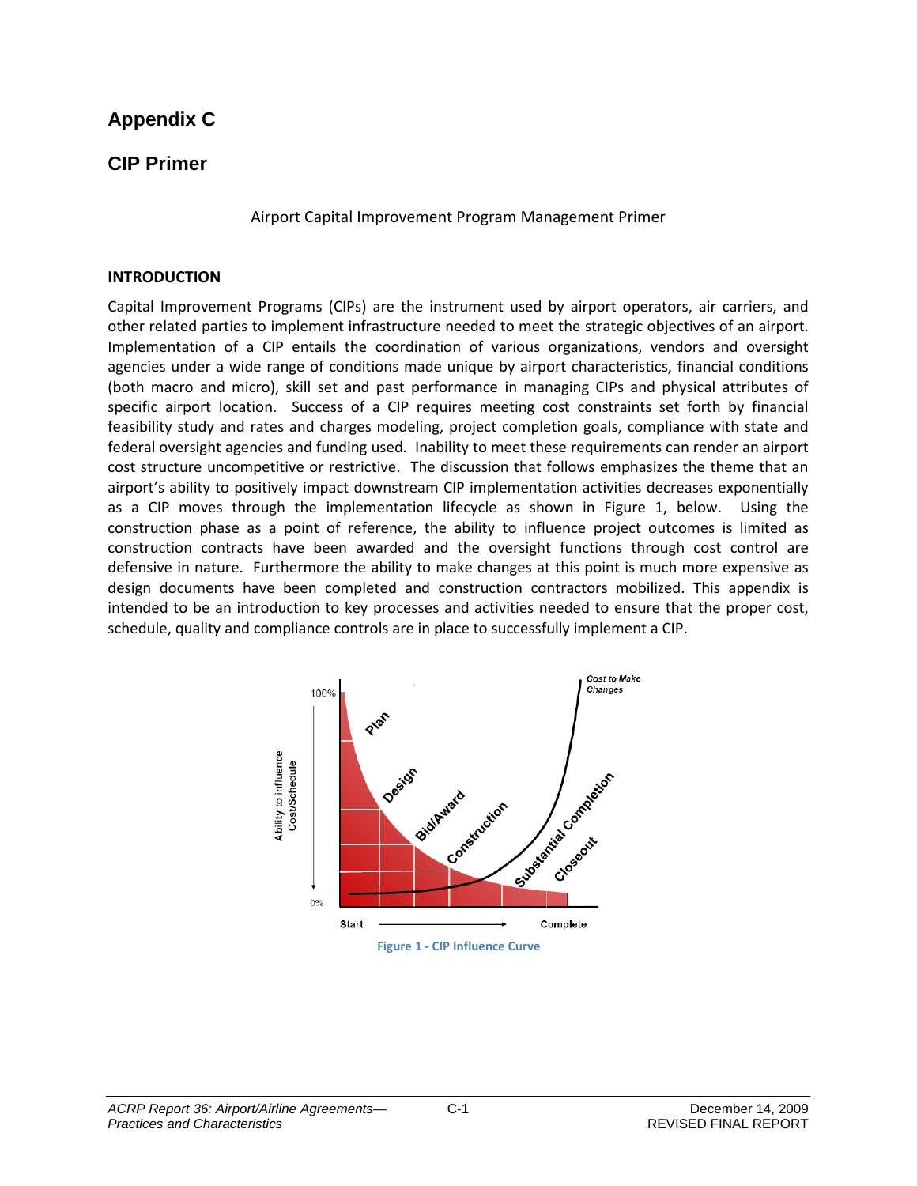# Appendix C

## CIP Primer

Airport Capital Improvement Program Management Primer

**INTRODUCTION**

Capital Improvement Programs (CIPs) are the instrument used by airport operators, air carriers, and other related parties to implement infrastructure needed to meet the strategic objectives of an airport. Implementation of a CIP entails the coordination of various organizations, vendors and oversight agencies under a wide range of conditions made unique by airport characteristics, financial conditions (both macro and micro), skill set and past performance in managing CIPs and physical attributes of specific airport location. Success of a CIP requires meeting cost constraints set forth by financial feasibility study and rates and charges modeling, project completion goals, compliance with state and federal oversight agencies and funding used. Inability to meet these requirements can render an airport cost structure uncompetitive or restrictive. The discussion that follows emphasizes the theme that an airport's ability to positively impact downstream CIP implementation activities decreases exponentially as a CIP moves through the implementation lifecycle as shown in Figure 1, below. Using the construction phase as a point of reference, the ability to influence project outcomes is limited as construction contracts have been awarded and the oversight functions through cost control are defensive in nature. Furthermore the ability to make changes at this point is much more expensive as design documents have been completed and construction contractors mobilized. This appendix is intended to be an introduction to key processes and activities needed to ensure that the proper cost, schedule, quality and compliance controls are in place to successfully implement a CIP.

Figure 1 - CIP Influence Curve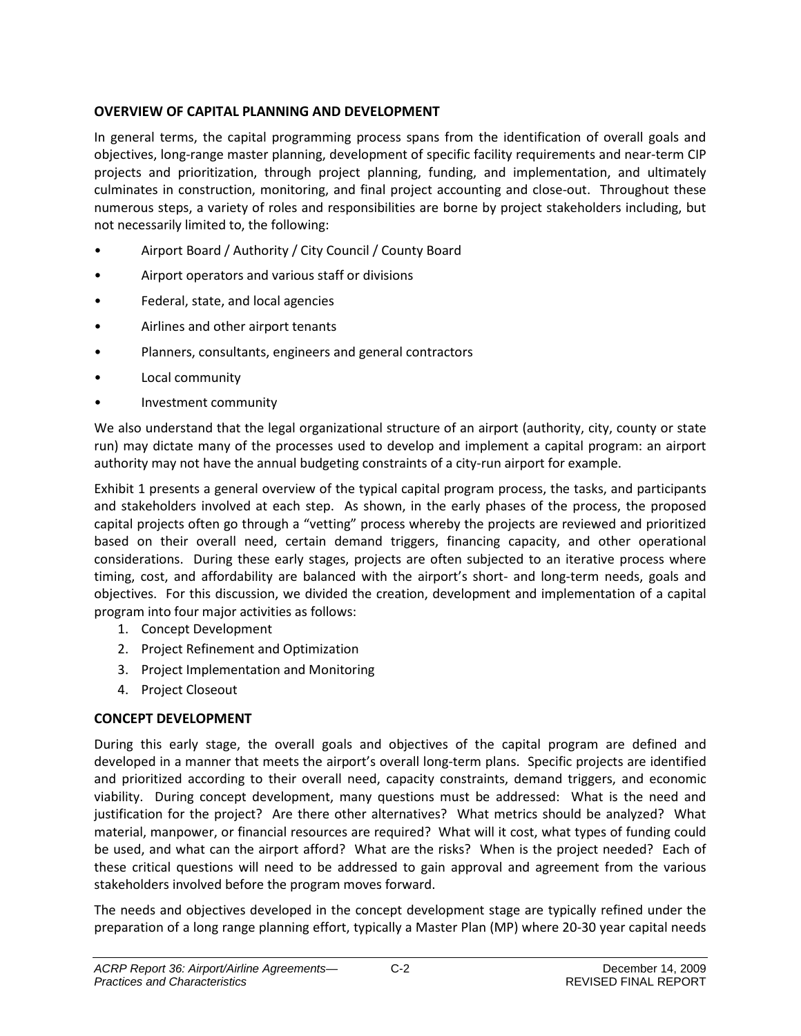## OVERVIEW OF CAPITAL PLANNING AND DEVELOPMENT

In general terms, the capital programming process spans from the identification of overall goals and objectives, long-range master planning, development of specific facility requirements and near-term CIP projects and prioritization, through project planning, funding, and implementation, and ultimately culminates in construction, monitoring, and final project accounting and close-out. Throughout these numerous steps, a variety of roles and responsibilities are borne by project stakeholders including, but not necessarily limited to, the following:

- Airport Board / Authority / City Council / County Board
- Airport operators and various staff or divisions
- Federal, state, and local agencies
- Airlines and other airport tenants
- Planners, consultants, engineers and general contractors
- Local community
- Investment community

We also understand that the legal organizational structure of an airport (authority, city, county or state run) may dictate many of the processes used to develop and implement a capital program: an airport authority may not have the annual budgeting constraints of a city-run airport for example.

Exhibit 1 presents a general overview of the typical capital program process, the tasks, and participants and stakeholders involved at each step. As shown, in the early phases of the process, the proposed capital projects often go through a "vetting" process whereby the projects are reviewed and prioritized based on their overall need, certain demand triggers, financing capacity, and other operational considerations. During these early stages, projects are often subjected to an iterative process where timing, cost, and affordability are balanced with the airport's short- and long-term needs, goals and objectives. For this discussion, we divided the creation, development and implementation of a capital program into four major activities as follows:

1. Concept Development
2. Project Refinement and Optimization
3. Project Implementation and Monitoring
4. Project Closeout

## CONCEPT DEVELOPMENT

During this early stage, the overall goals and objectives of the capital program are defined and developed in a manner that meets the airport's overall long-term plans. Specific projects are identified and prioritized according to their overall need, capacity constraints, demand triggers, and economic viability. During concept development, many questions must be addressed: What is the need and justification for the project? Are there other alternatives? What metrics should be analyzed? What material, manpower, or financial resources are required? What will it cost, what types of funding could be used, and what can the airport afford? What are the risks? When is the project needed? Each of these critical questions will need to be addressed to gain approval and agreement from the various stakeholders involved before the program moves forward.

The needs and objectives developed in the concept development stage are typically refined under the preparation of a long range planning effort, typically a Master Plan (MP) where 20-30 year capital needs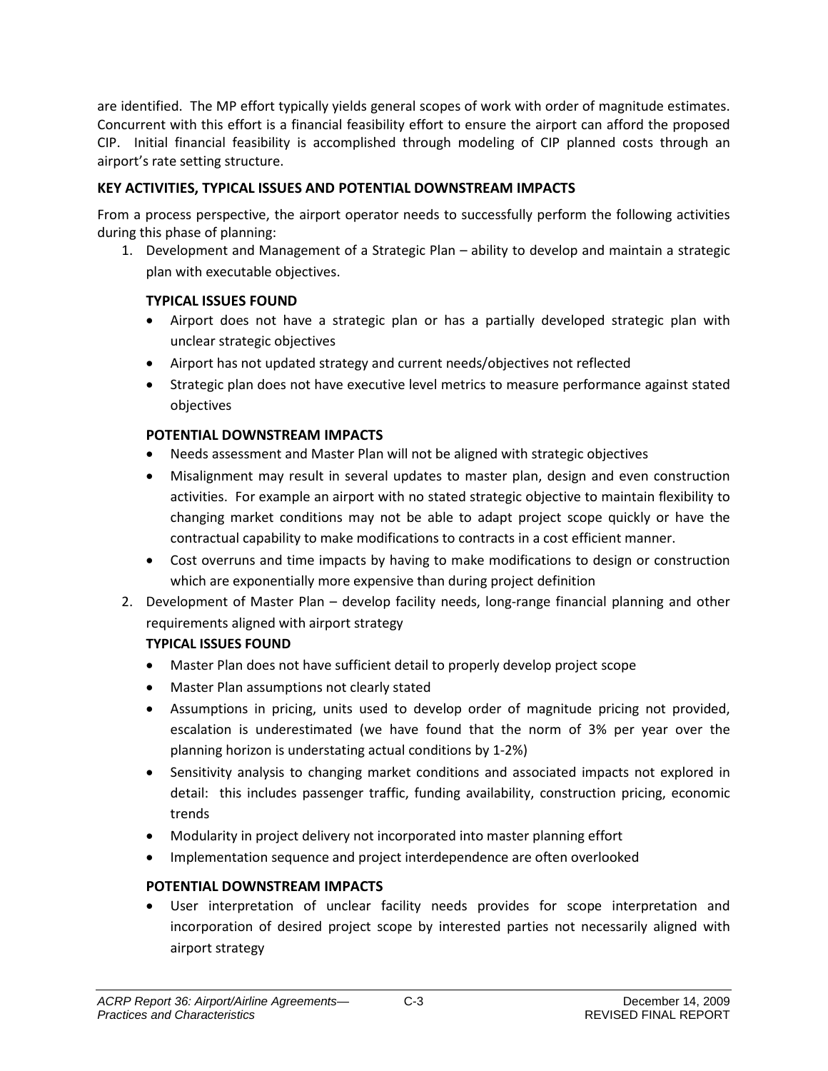are identified. The MP effort typically yields general scopes of work with order of magnitude estimates. Concurrent with this effort is a financial feasibility effort to ensure the airport can afford the proposed CIP. Initial financial feasibility is accomplished through modeling of CIP planned costs through an airport's rate setting structure.

**KEY ACTIVITIES, TYPICAL ISSUES AND POTENTIAL DOWNSTREAM IMPACTS**

From a process perspective, the airport operator needs to successfully perform the following activities during this phase of planning:

1. Development and Management of a Strategic Plan – ability to develop and maintain a strategic plan with executable objectives.

   **TYPICAL ISSUES FOUND**

   - Airport does not have a strategic plan or has a partially developed strategic plan with unclear strategic objectives
   - Airport has not updated strategy and current needs/objectives not reflected
   - Strategic plan does not have executive level metrics to measure performance against stated objectives

   **POTENTIAL DOWNSTREAM IMPACTS**

   - Needs assessment and Master Plan will not be aligned with strategic objectives
   - Misalignment may result in several updates to master plan, design and even construction activities. For example an airport with no stated strategic objective to maintain flexibility to changing market conditions may not be able to adapt project scope quickly or have the contractual capability to make modifications to contracts in a cost efficient manner.
   - Cost overruns and time impacts by having to make modifications to design or construction which are exponentially more expensive than during project definition

2. Development of Master Plan – develop facility needs, long-range financial planning and other requirements aligned with airport strategy

   **TYPICAL ISSUES FOUND**

   - Master Plan does not have sufficient detail to properly develop project scope
   - Master Plan assumptions not clearly stated
   - Assumptions in pricing, units used to develop order of magnitude pricing not provided, escalation is underestimated (we have found that the norm of 3% per year over the planning horizon is understating actual conditions by 1-2%)
   - Sensitivity analysis to changing market conditions and associated impacts not explored in detail: this includes passenger traffic, funding availability, construction pricing, economic trends
   - Modularity in project delivery not incorporated into master planning effort
   - Implementation sequence and project interdependence are often overlooked

   **POTENTIAL DOWNSTREAM IMPACTS**

   - User interpretation of unclear facility needs provides for scope interpretation and incorporation of desired project scope by interested parties not necessarily aligned with airport strategy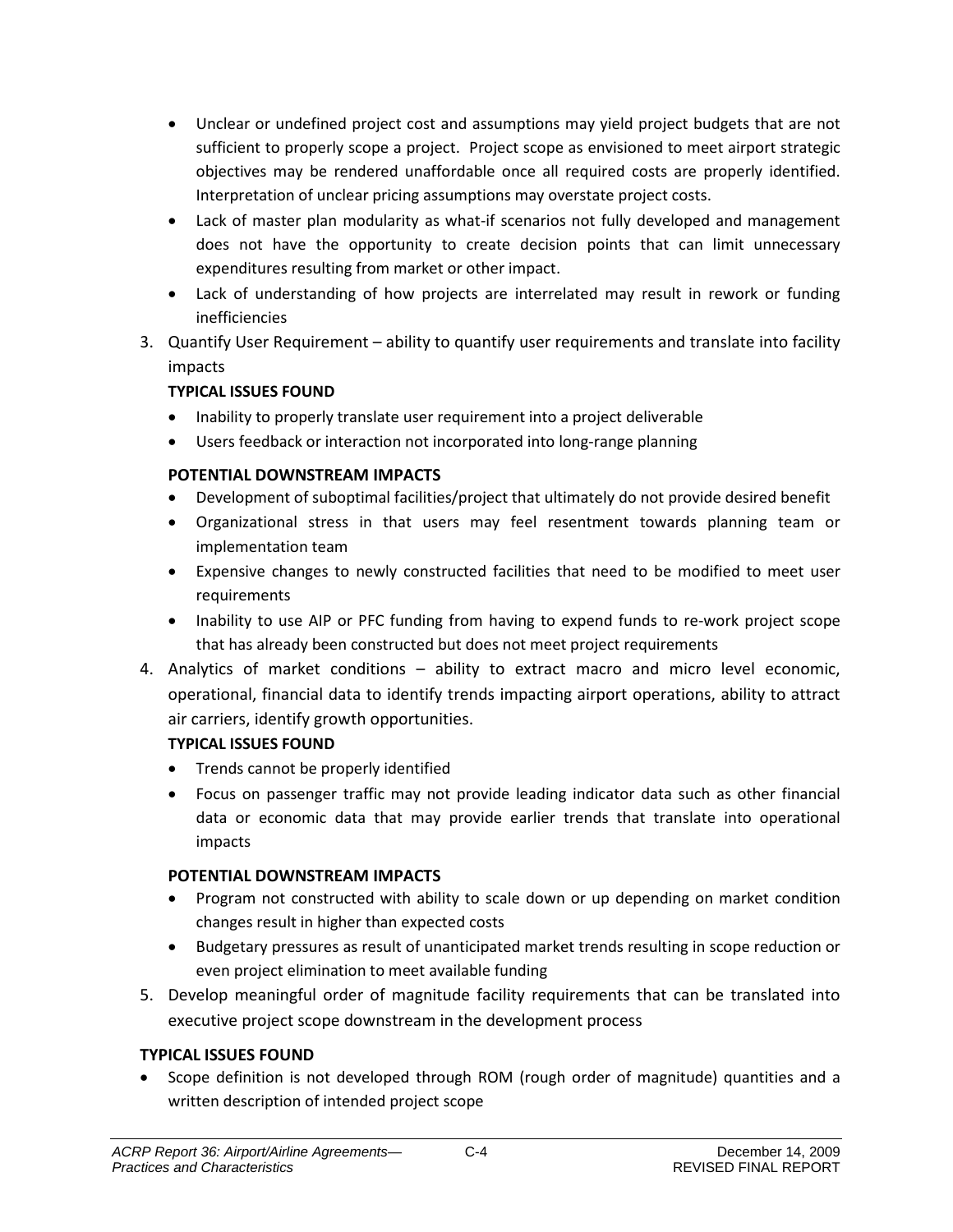- Unclear or undefined project cost and assumptions may yield project budgets that are not sufficient to properly scope a project. Project scope as envisioned to meet airport strategic objectives may be rendered unaffordable once all required costs are properly identified. Interpretation of unclear pricing assumptions may overstate project costs.
- Lack of master plan modularity as what-if scenarios not fully developed and management does not have the opportunity to create decision points that can limit unnecessary expenditures resulting from market or other impact.
- Lack of understanding of how projects are interrelated may result in rework or funding inefficiencies

3. Quantify User Requirement – ability to quantify user requirements and translate into facility impacts

   **TYPICAL ISSUES FOUND**

   - Inability to properly translate user requirement into a project deliverable
   - Users feedback or interaction not incorporated into long-range planning

   **POTENTIAL DOWNSTREAM IMPACTS**

   - Development of suboptimal facilities/project that ultimately do not provide desired benefit
   - Organizational stress in that users may feel resentment towards planning team or implementation team
   - Expensive changes to newly constructed facilities that need to be modified to meet user requirements
   - Inability to use AIP or PFC funding from having to expend funds to re-work project scope that has already been constructed but does not meet project requirements

4. Analytics of market conditions – ability to extract macro and micro level economic, operational, financial data to identify trends impacting airport operations, ability to attract air carriers, identify growth opportunities.

   **TYPICAL ISSUES FOUND**

   - Trends cannot be properly identified
   - Focus on passenger traffic may not provide leading indicator data such as other financial data or economic data that may provide earlier trends that translate into operational impacts

   **POTENTIAL DOWNSTREAM IMPACTS**

   - Program not constructed with ability to scale down or up depending on market condition changes result in higher than expected costs
   - Budgetary pressures as result of unanticipated market trends resulting in scope reduction or even project elimination to meet available funding

5. Develop meaningful order of magnitude facility requirements that can be translated into executive project scope downstream in the development process

**TYPICAL ISSUES FOUND**

- Scope definition is not developed through ROM (rough order of magnitude) quantities and a written description of intended project scope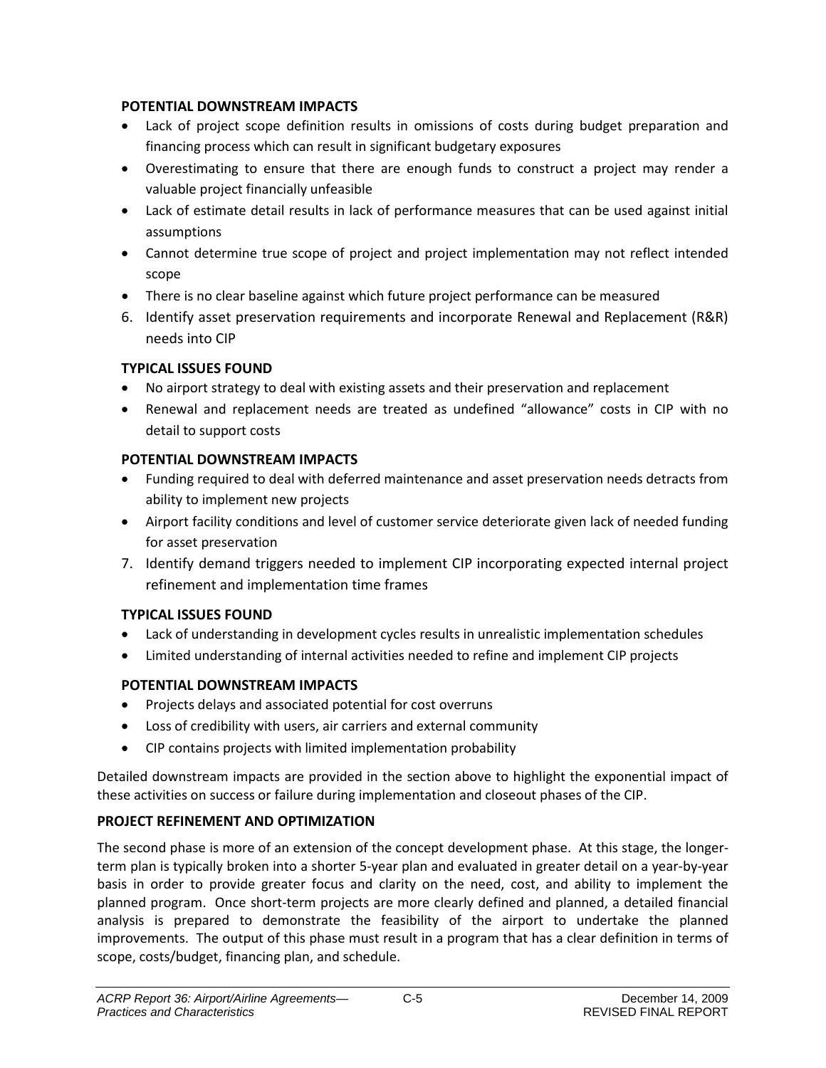**POTENTIAL DOWNSTREAM IMPACTS**

- Lack of project scope definition results in omissions of costs during budget preparation and financing process which can result in significant budgetary exposures
- Overestimating to ensure that there are enough funds to construct a project may render a valuable project financially unfeasible
- Lack of estimate detail results in lack of performance measures that can be used against initial assumptions
- Cannot determine true scope of project and project implementation may not reflect intended scope
- There is no clear baseline against which future project performance can be measured

6. Identify asset preservation requirements and incorporate Renewal and Replacement (R&R) needs into CIP

**TYPICAL ISSUES FOUND**

- No airport strategy to deal with existing assets and their preservation and replacement
- Renewal and replacement needs are treated as undefined "allowance" costs in CIP with no detail to support costs

**POTENTIAL DOWNSTREAM IMPACTS**

- Funding required to deal with deferred maintenance and asset preservation needs detracts from ability to implement new projects
- Airport facility conditions and level of customer service deteriorate given lack of needed funding for asset preservation

7. Identify demand triggers needed to implement CIP incorporating expected internal project refinement and implementation time frames

**TYPICAL ISSUES FOUND**

- Lack of understanding in development cycles results in unrealistic implementation schedules
- Limited understanding of internal activities needed to refine and implement CIP projects

**POTENTIAL DOWNSTREAM IMPACTS**

- Projects delays and associated potential for cost overruns
- Loss of credibility with users, air carriers and external community
- CIP contains projects with limited implementation probability

Detailed downstream impacts are provided in the section above to highlight the exponential impact of these activities on success or failure during implementation and closeout phases of the CIP.

**PROJECT REFINEMENT AND OPTIMIZATION**

The second phase is more of an extension of the concept development phase. At this stage, the longer-term plan is typically broken into a shorter 5-year plan and evaluated in greater detail on a year-by-year basis in order to provide greater focus and clarity on the need, cost, and ability to implement the planned program. Once short-term projects are more clearly defined and planned, a detailed financial analysis is prepared to demonstrate the feasibility of the airport to undertake the planned improvements. The output of this phase must result in a program that has a clear definition in terms of scope, costs/budget, financing plan, and schedule.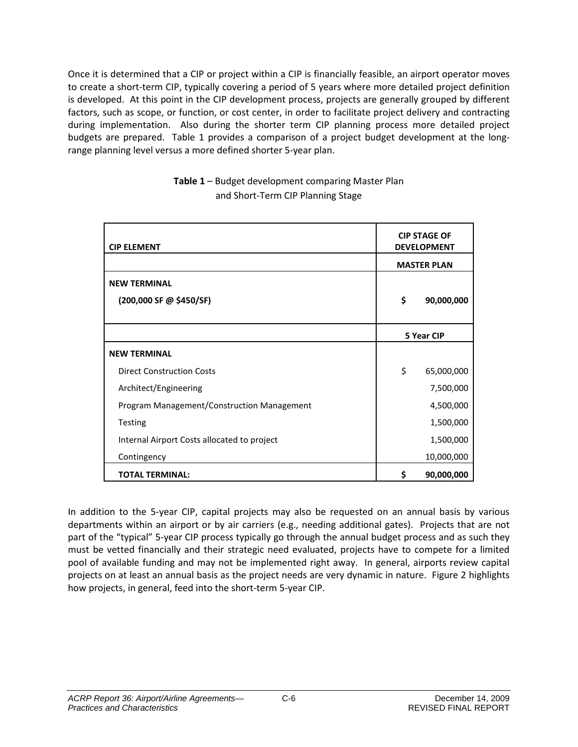Once it is determined that a CIP or project within a CIP is financially feasible, an airport operator moves to create a short-term CIP, typically covering a period of 5 years where more detailed project definition is developed. At this point in the CIP development process, projects are generally grouped by different factors, such as scope, or function, or cost center, in order to facilitate project delivery and contracting during implementation. Also during the shorter term CIP planning process more detailed project budgets are prepared. Table 1 provides a comparison of a project budget development at the long-range planning level versus a more defined shorter 5-year plan.

**Table 1** – Budget development comparing Master Plan and Short-Term CIP Planning Stage

| **CIP ELEMENT** | **CIP STAGE OF DEVELOPMENT** |
|---|---|
| | **MASTER PLAN** |
| **NEW TERMINAL** | |
| **(200,000 SF @ $450/SF)** | **$ 90,000,000** |
| | **5 Year CIP** |
| **NEW TERMINAL** | |
| Direct Construction Costs | $ 65,000,000 |
| Architect/Engineering | 7,500,000 |
| Program Management/Construction Management | 4,500,000 |
| Testing | 1,500,000 |
| Internal Airport Costs allocated to project | 1,500,000 |
| Contingency | 10,000,000 |
| **TOTAL TERMINAL:** | **$ 90,000,000** |

In addition to the 5-year CIP, capital projects may also be requested on an annual basis by various departments within an airport or by air carriers (e.g., needing additional gates). Projects that are not part of the "typical" 5-year CIP process typically go through the annual budget process and as such they must be vetted financially and their strategic need evaluated, projects have to compete for a limited pool of available funding and may not be implemented right away. In general, airports review capital projects on at least an annual basis as the project needs are very dynamic in nature. Figure 2 highlights how projects, in general, feed into the short-term 5-year CIP.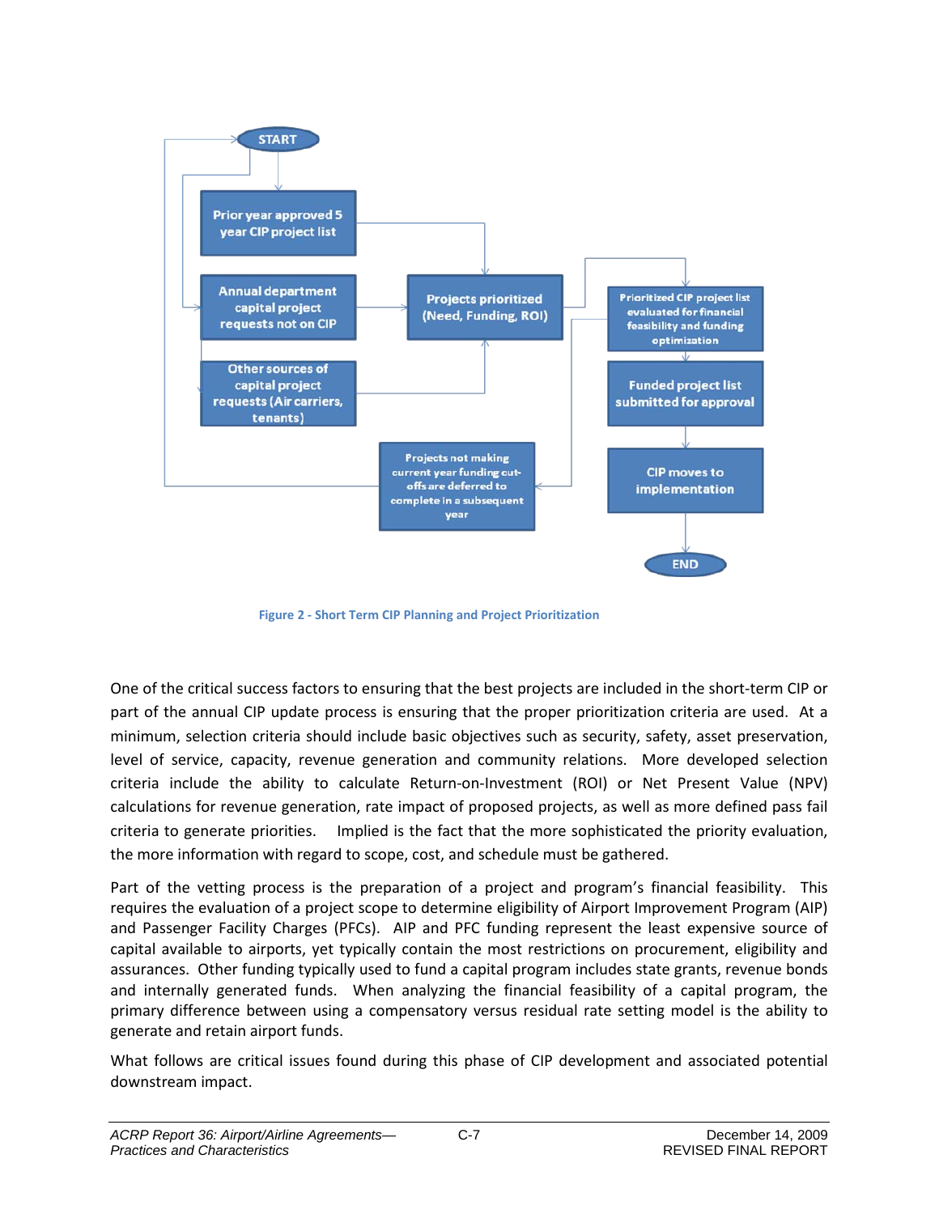Figure 2 - Short Term CIP Planning and Project Prioritization

One of the critical success factors to ensuring that the best projects are included in the short-term CIP or part of the annual CIP update process is ensuring that the proper prioritization criteria are used. At a minimum, selection criteria should include basic objectives such as security, safety, asset preservation, level of service, capacity, revenue generation and community relations. More developed selection criteria include the ability to calculate Return-on-Investment (ROI) or Net Present Value (NPV) calculations for revenue generation, rate impact of proposed projects, as well as more defined pass fail criteria to generate priorities. Implied is the fact that the more sophisticated the priority evaluation, the more information with regard to scope, cost, and schedule must be gathered.

Part of the vetting process is the preparation of a project and program's financial feasibility. This requires the evaluation of a project scope to determine eligibility of Airport Improvement Program (AIP) and Passenger Facility Charges (PFCs). AIP and PFC funding represent the least expensive source of capital available to airports, yet typically contain the most restrictions on procurement, eligibility and assurances. Other funding typically used to fund a capital program includes state grants, revenue bonds and internally generated funds. When analyzing the financial feasibility of a capital program, the primary difference between using a compensatory versus residual rate setting model is the ability to generate and retain airport funds.

What follows are critical issues found during this phase of CIP development and associated potential downstream impact.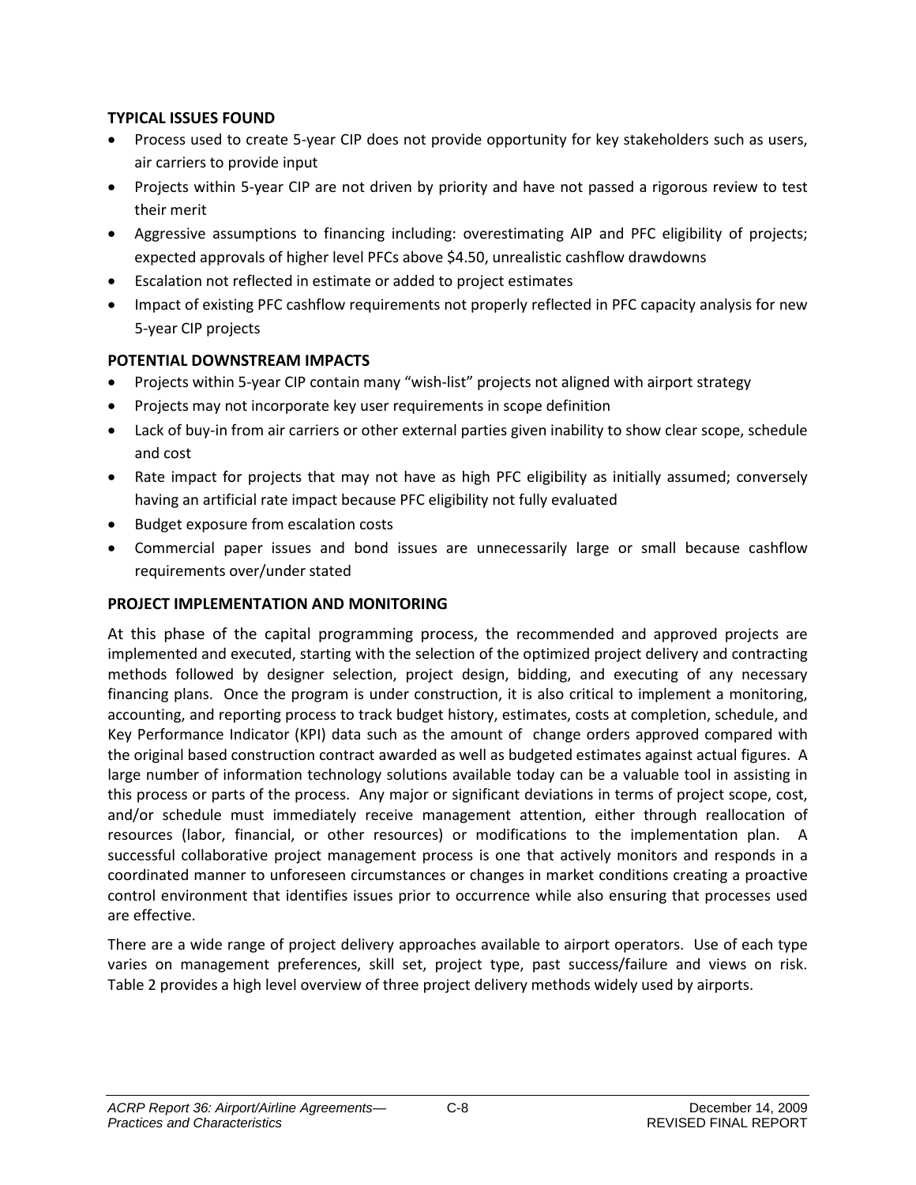### TYPICAL ISSUES FOUND

- Process used to create 5-year CIP does not provide opportunity for key stakeholders such as users, air carriers to provide input
- Projects within 5-year CIP are not driven by priority and have not passed a rigorous review to test their merit
- Aggressive assumptions to financing including: overestimating AIP and PFC eligibility of projects; expected approvals of higher level PFCs above $4.50, unrealistic cashflow drawdowns
- Escalation not reflected in estimate or added to project estimates
- Impact of existing PFC cashflow requirements not properly reflected in PFC capacity analysis for new 5-year CIP projects

### POTENTIAL DOWNSTREAM IMPACTS

- Projects within 5-year CIP contain many "wish-list" projects not aligned with airport strategy
- Projects may not incorporate key user requirements in scope definition
- Lack of buy-in from air carriers or other external parties given inability to show clear scope, schedule and cost
- Rate impact for projects that may not have as high PFC eligibility as initially assumed; conversely having an artificial rate impact because PFC eligibility not fully evaluated
- Budget exposure from escalation costs
- Commercial paper issues and bond issues are unnecessarily large or small because cashflow requirements over/under stated

### PROJECT IMPLEMENTATION AND MONITORING

At this phase of the capital programming process, the recommended and approved projects are implemented and executed, starting with the selection of the optimized project delivery and contracting methods followed by designer selection, project design, bidding, and executing of any necessary financing plans. Once the program is under construction, it is also critical to implement a monitoring, accounting, and reporting process to track budget history, estimates, costs at completion, schedule, and Key Performance Indicator (KPI) data such as the amount of change orders approved compared with the original based construction contract awarded as well as budgeted estimates against actual figures. A large number of information technology solutions available today can be a valuable tool in assisting in this process or parts of the process. Any major or significant deviations in terms of project scope, cost, and/or schedule must immediately receive management attention, either through reallocation of resources (labor, financial, or other resources) or modifications to the implementation plan. A successful collaborative project management process is one that actively monitors and responds in a coordinated manner to unforeseen circumstances or changes in market conditions creating a proactive control environment that identifies issues prior to occurrence while also ensuring that processes used are effective.

There are a wide range of project delivery approaches available to airport operators. Use of each type varies on management preferences, skill set, project type, past success/failure and views on risk. Table 2 provides a high level overview of three project delivery methods widely used by airports.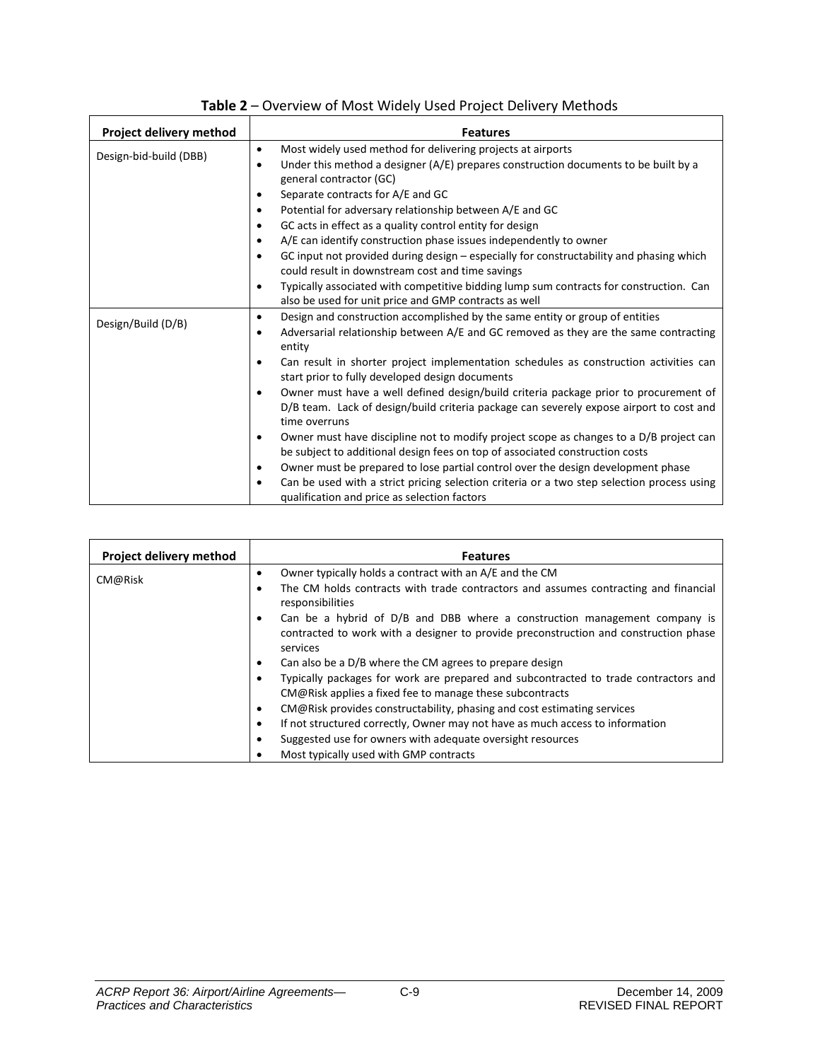**Table 2** – Overview of Most Widely Used Project Delivery Methods

| Project delivery method | Features |
|---|---|
| Design-bid-build (DBB) | • Most widely used method for delivering projects at airports<br>• Under this method a designer (A/E) prepares construction documents to be built by a general contractor (GC)<br>• Separate contracts for A/E and GC<br>• Potential for adversary relationship between A/E and GC<br>• GC acts in effect as a quality control entity for design<br>• A/E can identify construction phase issues independently to owner<br>• GC input not provided during design – especially for constructability and phasing which could result in downstream cost and time savings<br>• Typically associated with competitive bidding lump sum contracts for construction. Can also be used for unit price and GMP contracts as well |
| Design/Build (D/B) | • Design and construction accomplished by the same entity or group of entities<br>• Adversarial relationship between A/E and GC removed as they are the same contracting entity<br>• Can result in shorter project implementation schedules as construction activities can start prior to fully developed design documents<br>• Owner must have a well defined design/build criteria package prior to procurement of D/B team. Lack of design/build criteria package can severely expose airport to cost and time overruns<br>• Owner must have discipline not to modify project scope as changes to a D/B project can be subject to additional design fees on top of associated construction costs<br>• Owner must be prepared to lose partial control over the design development phase<br>• Can be used with a strict pricing selection criteria or a two step selection process using qualification and price as selection factors |
| CM@Risk | • Owner typically holds a contract with an A/E and the CM<br>• The CM holds contracts with trade contractors and assumes contracting and financial responsibilities<br>• Can be a hybrid of D/B and DBB where a construction management company is contracted to work with a designer to provide preconstruction and construction phase services<br>• Can also be a D/B where the CM agrees to prepare design<br>• Typically packages for work are prepared and subcontracted to trade contractors and CM@Risk applies a fixed fee to manage these subcontracts<br>• CM@Risk provides constructability, phasing and cost estimating services<br>• If not structured correctly, Owner may not have as much access to information<br>• Suggested use for owners with adequate oversight resources<br>• Most typically used with GMP contracts |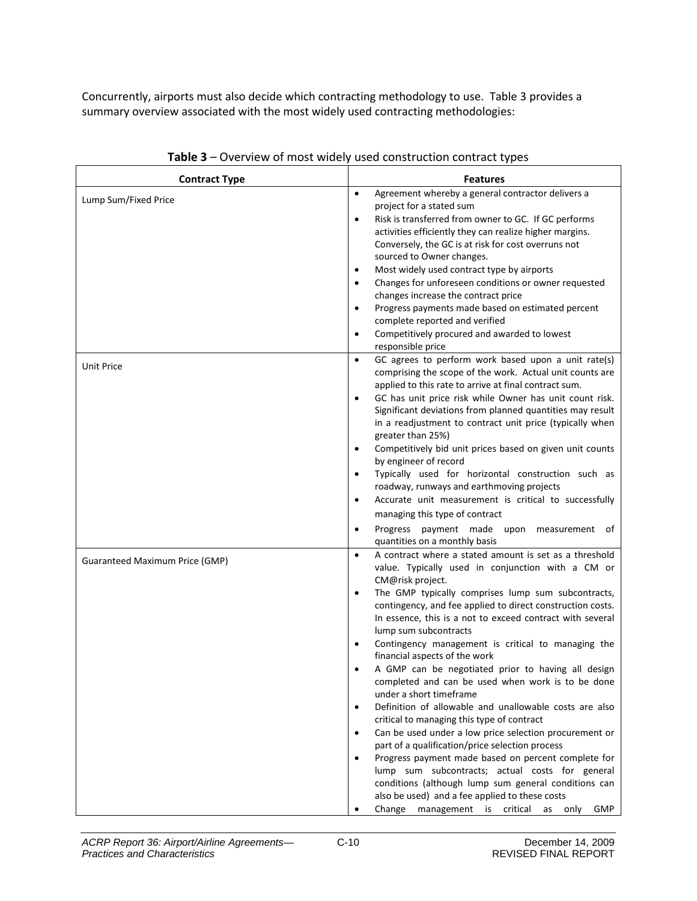Concurrently, airports must also decide which contracting methodology to use. Table 3 provides a summary overview associated with the most widely used contracting methodologies:

**Table 3** – Overview of most widely used construction contract types

| Contract Type | Features |
|---|---|
| Lump Sum/Fixed Price | • Agreement whereby a general contractor delivers a project for a stated sum<br>• Risk is transferred from owner to GC. If GC performs activities efficiently they can realize higher margins. Conversely, the GC is at risk for cost overruns not sourced to Owner changes.<br>• Most widely used contract type by airports<br>• Changes for unforeseen conditions or owner requested changes increase the contract price<br>• Progress payments made based on estimated percent complete reported and verified<br>• Competitively procured and awarded to lowest responsible price |
| Unit Price | • GC agrees to perform work based upon a unit rate(s) comprising the scope of the work. Actual unit counts are applied to this rate to arrive at final contract sum.<br>• GC has unit price risk while Owner has unit count risk. Significant deviations from planned quantities may result in a readjustment to contract unit price (typically when greater than 25%)<br>• Competitively bid unit prices based on given unit counts by engineer of record<br>• Typically used for horizontal construction such as roadway, runways and earthmoving projects<br>• Accurate unit measurement is critical to successfully managing this type of contract<br>• Progress payment made upon measurement of quantities on a monthly basis |
| Guaranteed Maximum Price (GMP) | • A contract where a stated amount is set as a threshold value. Typically used in conjunction with a CM or CM@risk project.<br>• The GMP typically comprises lump sum subcontracts, contingency, and fee applied to direct construction costs. In essence, this is a not to exceed contract with several lump sum subcontracts<br>• Contingency management is critical to managing the financial aspects of the work<br>• A GMP can be negotiated prior to having all design completed and can be used when work is to be done under a short timeframe<br>• Definition of allowable and unallowable costs are also critical to managing this type of contract<br>• Can be used under a low price selection procurement or part of a qualification/price selection process<br>• Progress payment made based on percent complete for lump sum subcontracts; actual costs for general conditions (although lump sum general conditions can also be used) and a fee applied to these costs<br>• Change management is critical as only GMP |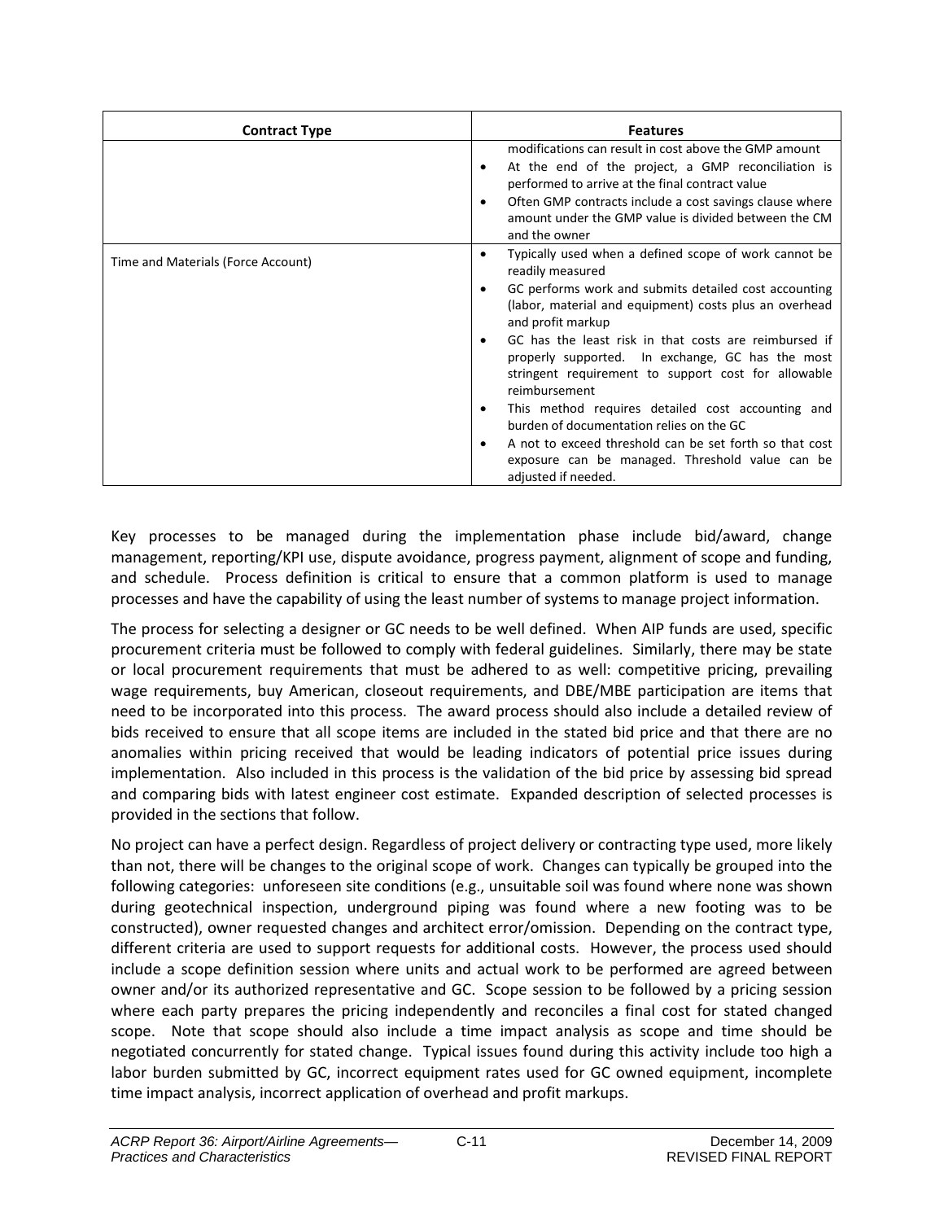| Contract Type | Features |
|---|---|
| | modifications can result in cost above the GMP amount<br>• At the end of the project, a GMP reconciliation is performed to arrive at the final contract value<br>• Often GMP contracts include a cost savings clause where amount under the GMP value is divided between the CM and the owner |
| Time and Materials (Force Account) | • Typically used when a defined scope of work cannot be readily measured<br>• GC performs work and submits detailed cost accounting (labor, material and equipment) costs plus an overhead and profit markup<br>• GC has the least risk in that costs are reimbursed if properly supported. In exchange, GC has the most stringent requirement to support cost for allowable reimbursement<br>• This method requires detailed cost accounting and burden of documentation relies on the GC<br>• A not to exceed threshold can be set forth so that cost exposure can be managed. Threshold value can be adjusted if needed. |

Key processes to be managed during the implementation phase include bid/award, change management, reporting/KPI use, dispute avoidance, progress payment, alignment of scope and funding, and schedule. Process definition is critical to ensure that a common platform is used to manage processes and have the capability of using the least number of systems to manage project information.

The process for selecting a designer or GC needs to be well defined. When AIP funds are used, specific procurement criteria must be followed to comply with federal guidelines. Similarly, there may be state or local procurement requirements that must be adhered to as well: competitive pricing, prevailing wage requirements, buy American, closeout requirements, and DBE/MBE participation are items that need to be incorporated into this process. The award process should also include a detailed review of bids received to ensure that all scope items are included in the stated bid price and that there are no anomalies within pricing received that would be leading indicators of potential price issues during implementation. Also included in this process is the validation of the bid price by assessing bid spread and comparing bids with latest engineer cost estimate. Expanded description of selected processes is provided in the sections that follow.

No project can have a perfect design. Regardless of project delivery or contracting type used, more likely than not, there will be changes to the original scope of work. Changes can typically be grouped into the following categories: unforeseen site conditions (e.g., unsuitable soil was found where none was shown during geotechnical inspection, underground piping was found where a new footing was to be constructed), owner requested changes and architect error/omission. Depending on the contract type, different criteria are used to support requests for additional costs. However, the process used should include a scope definition session where units and actual work to be performed are agreed between owner and/or its authorized representative and GC. Scope session to be followed by a pricing session where each party prepares the pricing independently and reconciles a final cost for stated changed scope. Note that scope should also include a time impact analysis as scope and time should be negotiated concurrently for stated change. Typical issues found during this activity include too high a labor burden submitted by GC, incorrect equipment rates used for GC owned equipment, incomplete time impact analysis, incorrect application of overhead and profit markups.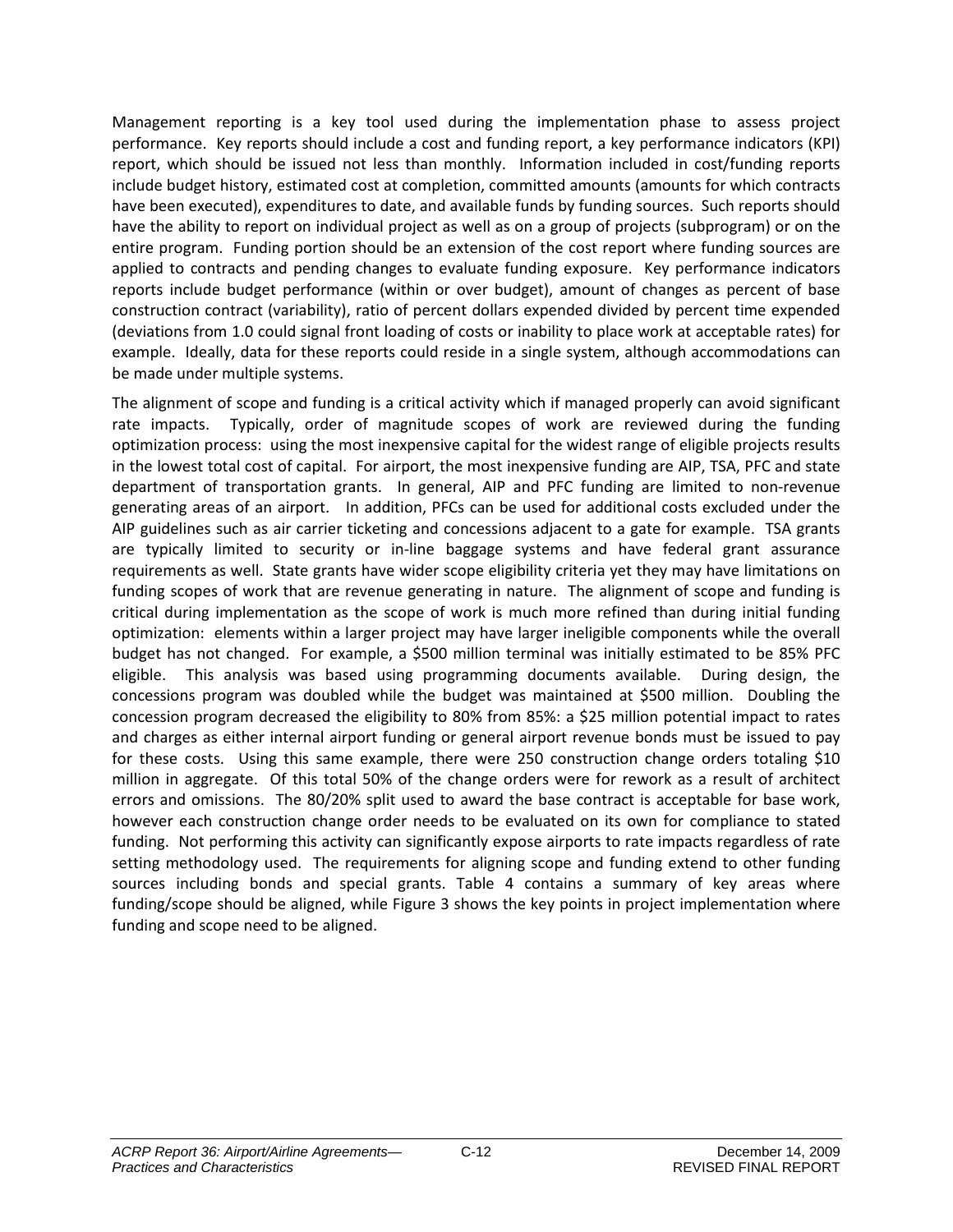Management reporting is a key tool used during the implementation phase to assess project performance. Key reports should include a cost and funding report, a key performance indicators (KPI) report, which should be issued not less than monthly. Information included in cost/funding reports include budget history, estimated cost at completion, committed amounts (amounts for which contracts have been executed), expenditures to date, and available funds by funding sources. Such reports should have the ability to report on individual project as well as on a group of projects (subprogram) or on the entire program. Funding portion should be an extension of the cost report where funding sources are applied to contracts and pending changes to evaluate funding exposure. Key performance indicators reports include budget performance (within or over budget), amount of changes as percent of base construction contract (variability), ratio of percent dollars expended divided by percent time expended (deviations from 1.0 could signal front loading of costs or inability to place work at acceptable rates) for example. Ideally, data for these reports could reside in a single system, although accommodations can be made under multiple systems.

The alignment of scope and funding is a critical activity which if managed properly can avoid significant rate impacts. Typically, order of magnitude scopes of work are reviewed during the funding optimization process: using the most inexpensive capital for the widest range of eligible projects results in the lowest total cost of capital. For airport, the most inexpensive funding are AIP, TSA, PFC and state department of transportation grants. In general, AIP and PFC funding are limited to non-revenue generating areas of an airport. In addition, PFCs can be used for additional costs excluded under the AIP guidelines such as air carrier ticketing and concessions adjacent to a gate for example. TSA grants are typically limited to security or in-line baggage systems and have federal grant assurance requirements as well. State grants have wider scope eligibility criteria yet they may have limitations on funding scopes of work that are revenue generating in nature. The alignment of scope and funding is critical during implementation as the scope of work is much more refined than during initial funding optimization: elements within a larger project may have larger ineligible components while the overall budget has not changed. For example, a $500 million terminal was initially estimated to be 85% PFC eligible. This analysis was based using programming documents available. During design, the concessions program was doubled while the budget was maintained at $500 million. Doubling the concession program decreased the eligibility to 80% from 85%: a $25 million potential impact to rates and charges as either internal airport funding or general airport revenue bonds must be issued to pay for these costs. Using this same example, there were 250 construction change orders totaling $10 million in aggregate. Of this total 50% of the change orders were for rework as a result of architect errors and omissions. The 80/20% split used to award the base contract is acceptable for base work, however each construction change order needs to be evaluated on its own for compliance to stated funding. Not performing this activity can significantly expose airports to rate impacts regardless of rate setting methodology used. The requirements for aligning scope and funding extend to other funding sources including bonds and special grants. Table 4 contains a summary of key areas where funding/scope should be aligned, while Figure 3 shows the key points in project implementation where funding and scope need to be aligned.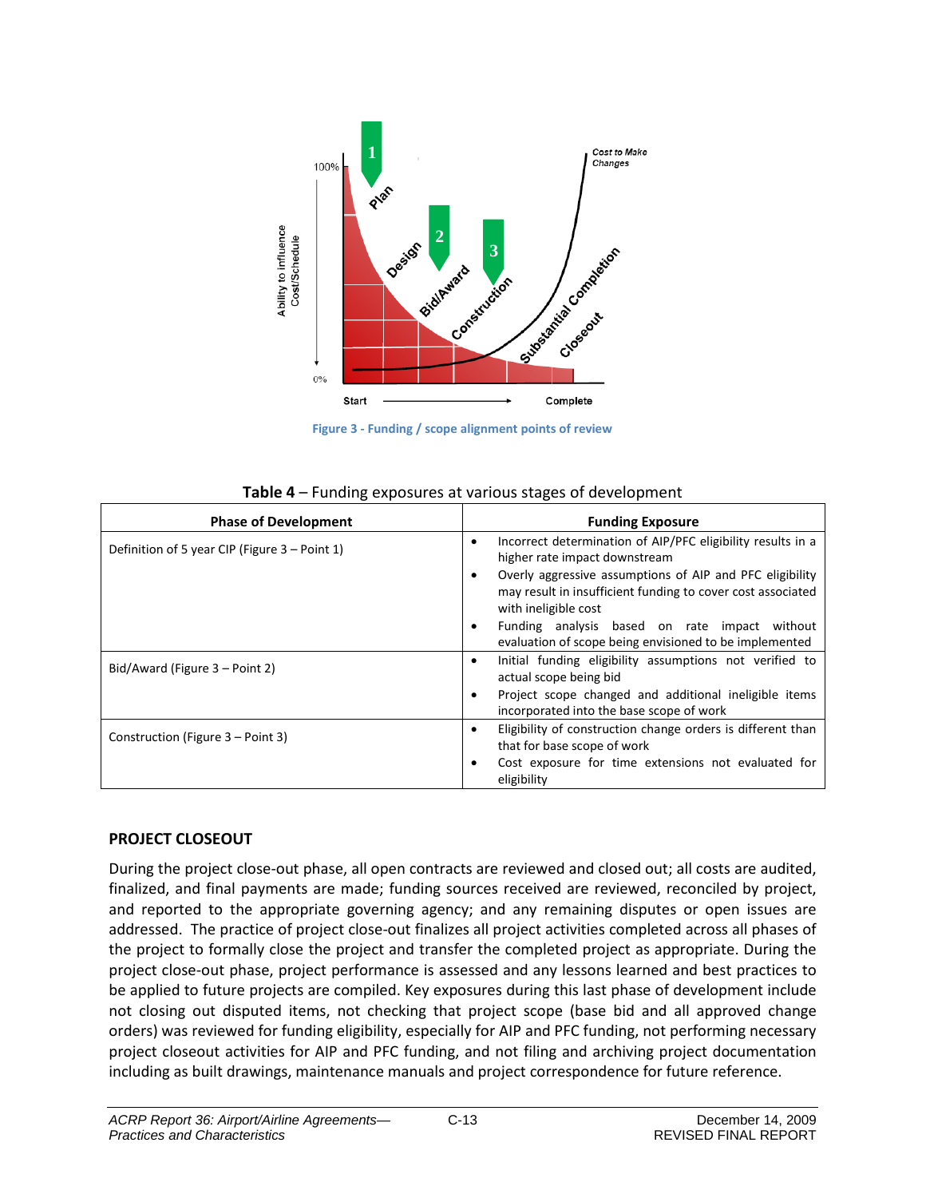Figure 3 - Funding / scope alignment points of review

**Table 4** – Funding exposures at various stages of development

| Phase of Development | Funding Exposure |
|---|---|
| Definition of 5 year CIP (Figure 3 – Point 1) | • Incorrect determination of AIP/PFC eligibility results in a higher rate impact downstream<br>• Overly aggressive assumptions of AIP and PFC eligibility may result in insufficient funding to cover cost associated with ineligible cost<br>• Funding analysis based on rate impact without evaluation of scope being envisioned to be implemented |
| Bid/Award (Figure 3 – Point 2) | • Initial funding eligibility assumptions not verified to actual scope being bid<br>• Project scope changed and additional ineligible items incorporated into the base scope of work |
| Construction (Figure 3 – Point 3) | • Eligibility of construction change orders is different than that for base scope of work<br>• Cost exposure for time extensions not evaluated for eligibility |

## PROJECT CLOSEOUT

During the project close-out phase, all open contracts are reviewed and closed out; all costs are audited, finalized, and final payments are made; funding sources received are reviewed, reconciled by project, and reported to the appropriate governing agency; and any remaining disputes or open issues are addressed. The practice of project close-out finalizes all project activities completed across all phases of the project to formally close the project and transfer the completed project as appropriate. During the project close-out phase, project performance is assessed and any lessons learned and best practices to be applied to future projects are compiled. Key exposures during this last phase of development include not closing out disputed items, not checking that project scope (base bid and all approved change orders) was reviewed for funding eligibility, especially for AIP and PFC funding, not performing necessary project closeout activities for AIP and PFC funding, and not filing and archiving project documentation including as built drawings, maintenance manuals and project correspondence for future reference.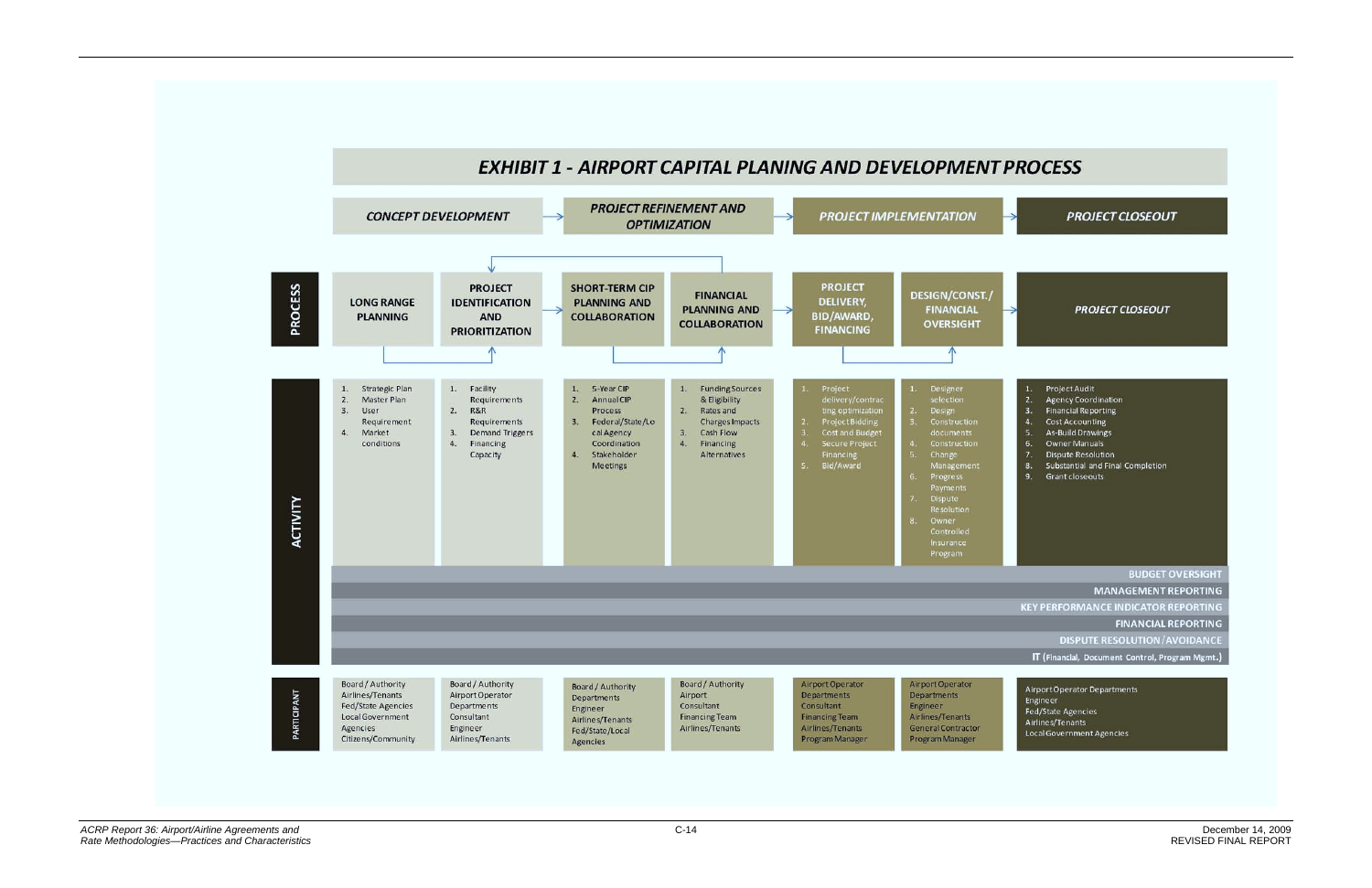# EXHIBIT 1 - AIRPORT CAPITAL PLANING AND DEVELOPMENT PROCESS

**CONCEPT DEVELOPMENT** → **PROJECT REFINEMENT AND OPTIMIZATION** → **PROJECT IMPLEMENTATION** → **PROJECT CLOSEOUT**

| | LONG RANGE PLANNING | PROJECT IDENTIFICATION AND PRIORITIZATION | SHORT-TERM CIP PLANNING AND COLLABORATION | FINANCIAL PLANNING AND COLLABORATION | PROJECT DELIVERY, BID/AWARD, FINANCING | DESIGN/CONST./ FINANCIAL OVERSIGHT | PROJECT CLOSEOUT |
|---|---|---|---|---|---|---|---|
| **ACTIVITY** | 1. Strategic Plan<br>2. Master Plan<br>3. User Requirement<br>4. Market conditions | 1. Facility Requirements<br>2. R&R Requirements<br>3. Demand Triggers<br>4. Financing Capacity | 1. 5-Year CIP<br>2. Annual CIP Process<br>3. Federal/State/Local Agency Coordination<br>4. Stakeholder Meetings | 1. Funding Sources & Eligibility<br>2. Rates and Charges Impacts<br>3. Cash Flow<br>4. Financing Alternatives | 1. Project delivery/contracting optimization<br>2. Project Bidding<br>3. Cost and Budget<br>4. Secure Project Financing<br>5. Bid/Award | 1. Designer selection<br>2. Design<br>3. Construction documents<br>4. Construction<br>5. Change Management<br>6. Progress Payments<br>7. Dispute Resolution<br>8. Owner Controlled Insurance Program | 1. Project Audit<br>2. Agency Coordination<br>3. Financial Reporting<br>4. Cost Accounting<br>5. As-Build Drawings<br>6. Owner Manuals<br>7. Dispute Resolution<br>8. Substantial and Final Completion<br>9. Grant closeouts |
| **PARTICIPANT** | Board / Authority<br>Airlines/Tenants<br>Fed/State Agencies<br>Local Government Agencies<br>Citizens/Community | Board / Authority<br>Airport Operator<br>Departments<br>Consultant<br>Engineer<br>Airlines/Tenants | Board / Authority<br>Departments<br>Engineer<br>Airlines/Tenants<br>Fed/State/Local Agencies | Board / Authority<br>Airport<br>Consultant<br>Financing Team<br>Airlines/Tenants | Airport Operator<br>Departments<br>Consultant<br>Financing Team<br>Airlines/Tenants<br>Program Manager | Airport Operator<br>Departments<br>Engineer<br>Airlines/Tenants<br>General Contractor<br>Program Manager | Airport Operator Departments<br>Engineer<br>Fed/State Agencies<br>Airlines/Tenants<br>Local Government Agencies |

Cross-cutting activities:

- BUDGET OVERSIGHT
- MANAGEMENT REPORTING
- KEY PERFORMANCE INDICATOR REPORTING
- FINANCIAL REPORTING
- DISPUTE RESOLUTION/AVOIDANCE
- IT (Financial, Document Control, Program Mgmt.)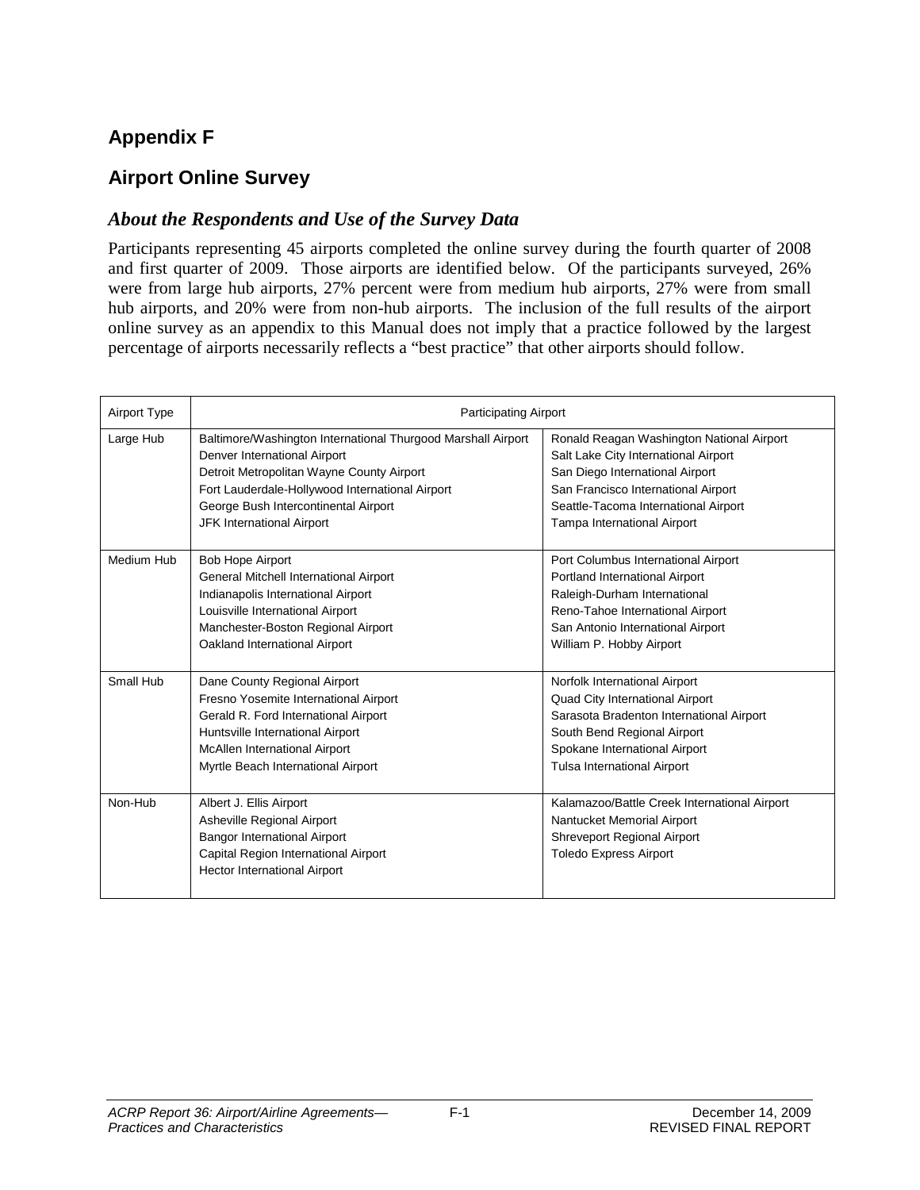# Appendix F

## Airport Online Survey

### *About the Respondents and Use of the Survey Data*

Participants representing 45 airports completed the online survey during the fourth quarter of 2008 and first quarter of 2009. Those airports are identified below. Of the participants surveyed, 26% were from large hub airports, 27% percent were from medium hub airports, 27% were from small hub airports, and 20% were from non-hub airports. The inclusion of the full results of the airport online survey as an appendix to this Manual does not imply that a practice followed by the largest percentage of airports necessarily reflects a "best practice" that other airports should follow.

| Airport Type | Participating Airport | |
|---|---|---|
| Large Hub | Baltimore/Washington International Thurgood Marshall Airport<br>Denver International Airport<br>Detroit Metropolitan Wayne County Airport<br>Fort Lauderdale-Hollywood International Airport<br>George Bush Intercontinental Airport<br>JFK International Airport | Ronald Reagan Washington National Airport<br>Salt Lake City International Airport<br>San Diego International Airport<br>San Francisco International Airport<br>Seattle-Tacoma International Airport<br>Tampa International Airport |
| Medium Hub | Bob Hope Airport<br>General Mitchell International Airport<br>Indianapolis International Airport<br>Louisville International Airport<br>Manchester-Boston Regional Airport<br>Oakland International Airport | Port Columbus International Airport<br>Portland International Airport<br>Raleigh-Durham International<br>Reno-Tahoe International Airport<br>San Antonio International Airport<br>William P. Hobby Airport |
| Small Hub | Dane County Regional Airport<br>Fresno Yosemite International Airport<br>Gerald R. Ford International Airport<br>Huntsville International Airport<br>McAllen International Airport<br>Myrtle Beach International Airport | Norfolk International Airport<br>Quad City International Airport<br>Sarasota Bradenton International Airport<br>South Bend Regional Airport<br>Spokane International Airport<br>Tulsa International Airport |
| Non-Hub | Albert J. Ellis Airport<br>Asheville Regional Airport<br>Bangor International Airport<br>Capital Region International Airport<br>Hector International Airport | Kalamazoo/Battle Creek International Airport<br>Nantucket Memorial Airport<br>Shreveport Regional Airport<br>Toledo Express Airport |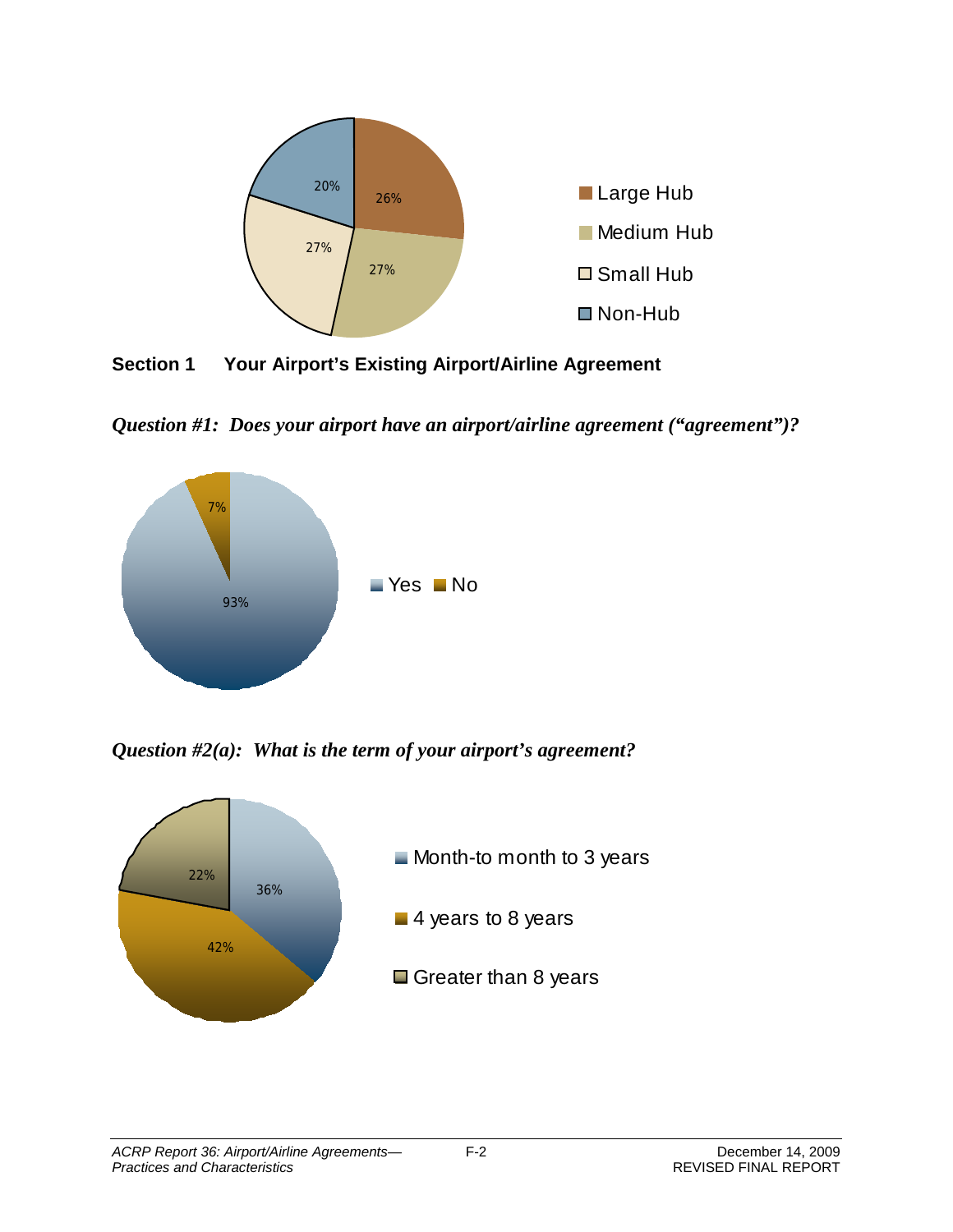Large Hub 26%
Medium Hub 27%
Small Hub 27%
Non-Hub 20%

## Section 1 Your Airport's Existing Airport/Airline Agreement

***Question #1: Does your airport have an airport/airline agreement ("agreement")?***

Yes 93%
No 7%

***Question #2(a): What is the term of your airport's agreement?***

Month-to month to 3 years 36%
4 years to 8 years 42%
Greater than 8 years 22%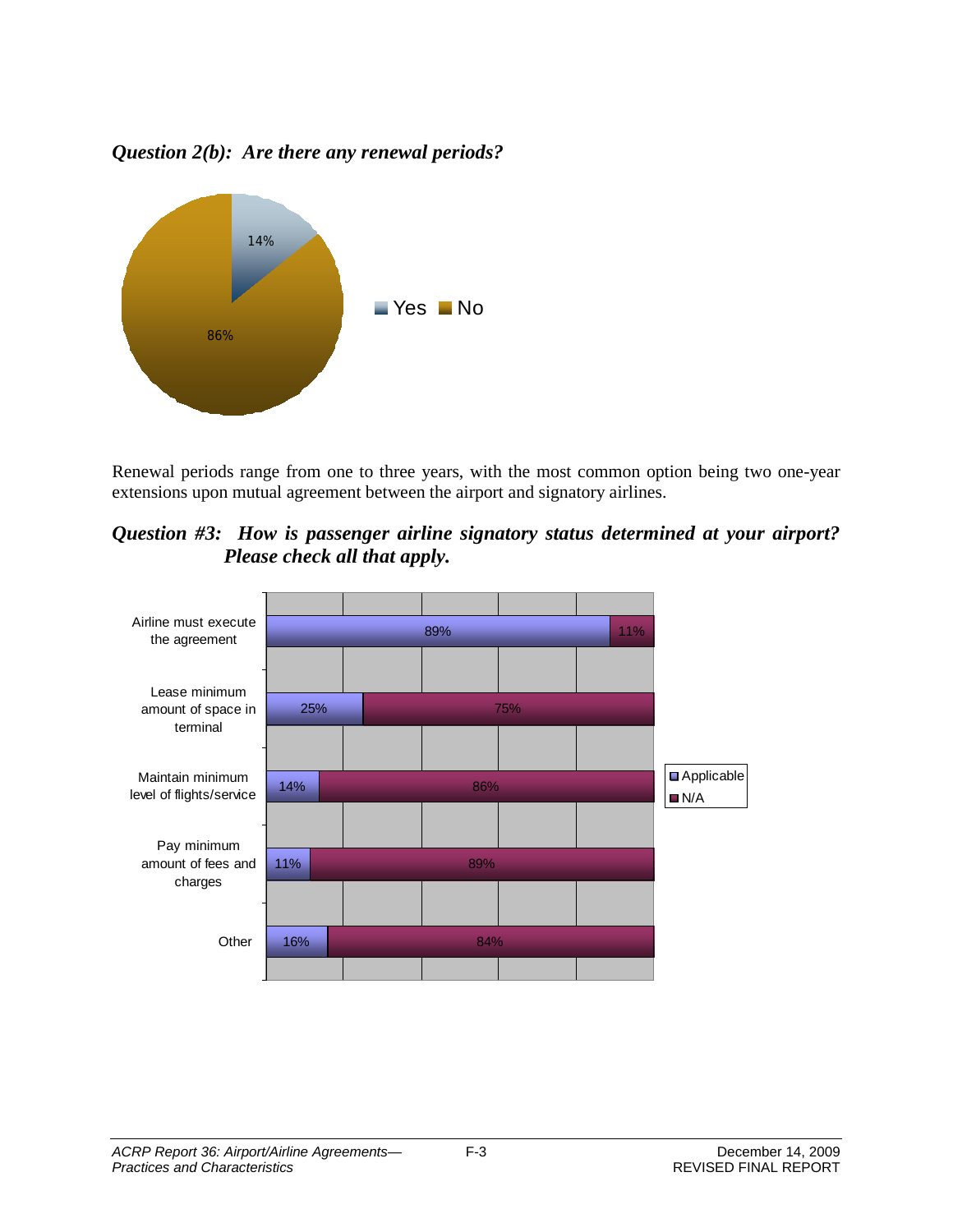***Question 2(b): Are there any renewal periods?***

| Response | Percentage |
| --- | --- |
| Yes | 14% |
| No | 86% |

Renewal periods range from one to three years, with the most common option being two one-year extensions upon mutual agreement between the airport and signatory airlines.

***Question #3: How is passenger airline signatory status determined at your airport? Please check all that apply.***

| | Applicable | N/A |
| --- | --- | --- |
| Airline must execute the agreement | 89% | 11% |
| Lease minimum amount of space in terminal | 25% | 75% |
| Maintain minimum level of flights/service | 14% | 86% |
| Pay minimum amount of fees and charges | 11% | 89% |
| Other | 16% | 84% |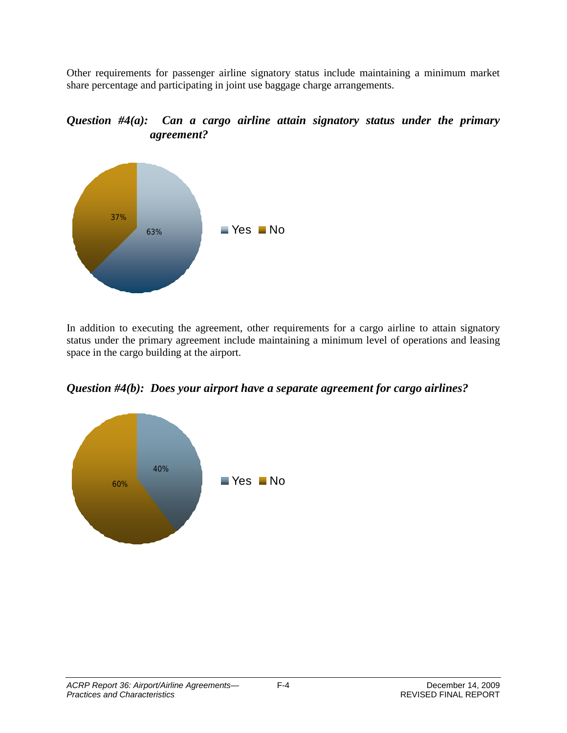Other requirements for passenger airline signatory status include maintaining a minimum market share percentage and participating in joint use baggage charge arrangements.

***Question #4(a): Can a cargo airline attain signatory status under the primary agreement?***

Yes: 63%
No: 37%

In addition to executing the agreement, other requirements for a cargo airline to attain signatory status under the primary agreement include maintaining a minimum level of operations and leasing space in the cargo building at the airport.

***Question #4(b): Does your airport have a separate agreement for cargo airlines?***

Yes: 40%
No: 60%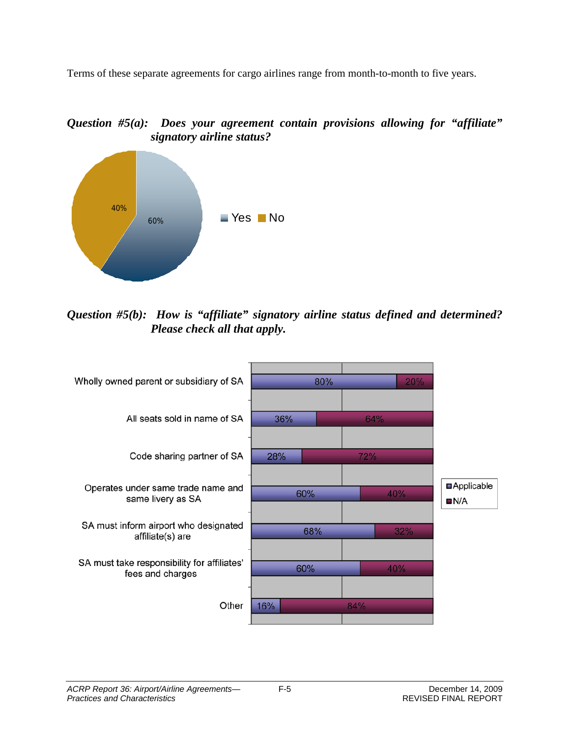Terms of these separate agreements for cargo airlines range from month-to-month to five years.

***Question #5(a): Does your agreement contain provisions allowing for "affiliate" signatory airline status?***

| Response | Percent |
| --- | --- |
| Yes | 60% |
| No | 40% |

***Question #5(b): How is "affiliate" signatory airline status defined and determined? Please check all that apply.***

| Definition | Applicable | N/A |
| --- | --- | --- |
| Wholly owned parent or subsidiary of SA | 80% | 20% |
| All seats sold in name of SA | 36% | 64% |
| Code sharing partner of SA | 28% | 72% |
| Operates under same trade name and same livery as SA | 60% | 40% |
| SA must inform airport who designated affiliate(s) are | 68% | 32% |
| SA must take responsibility for affiliates' fees and charges | 60% | 40% |
| Other | 16% | 84% |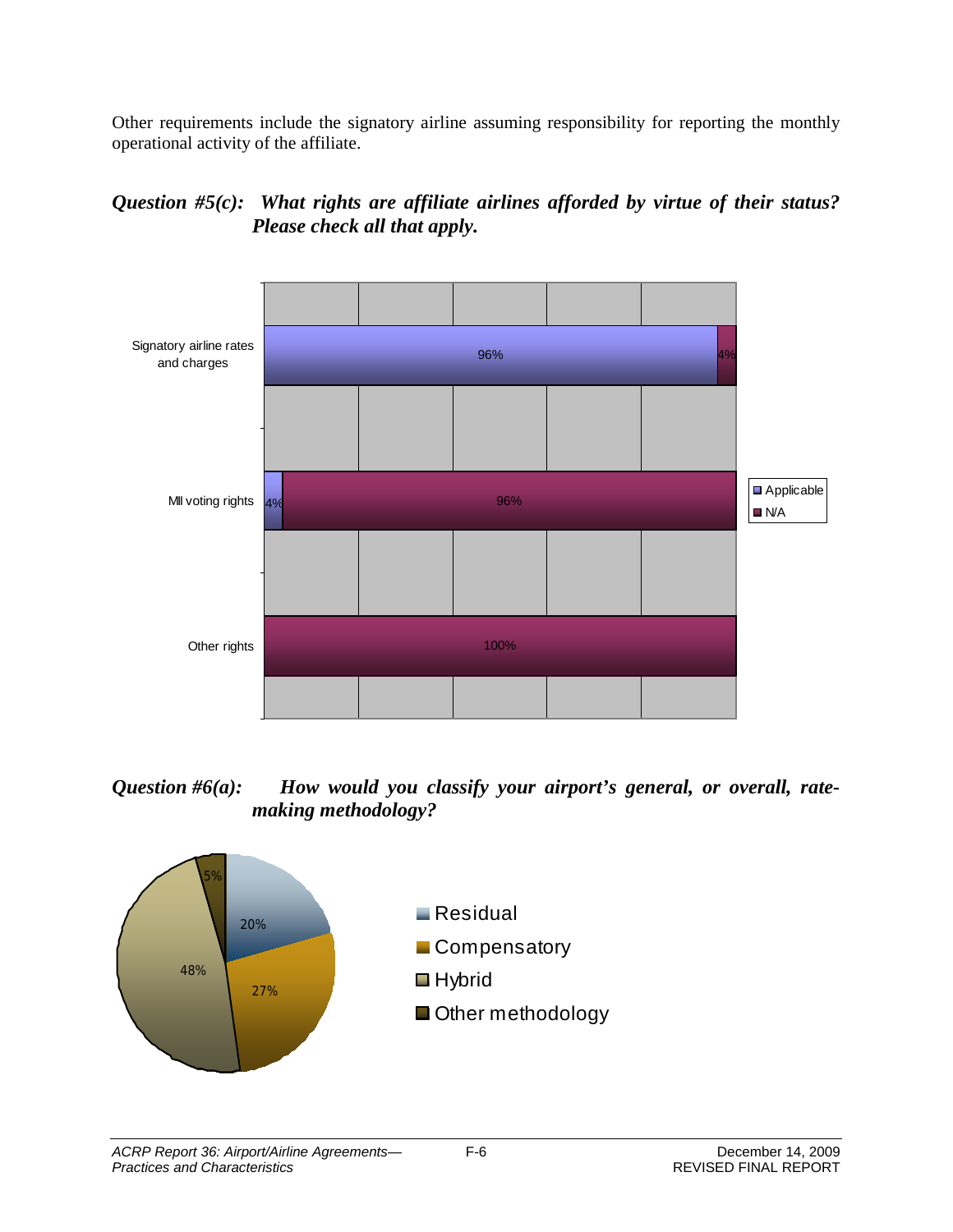Other requirements include the signatory airline assuming responsibility for reporting the monthly operational activity of the affiliate.

***Question #5(c): What rights are affiliate airlines afforded by virtue of their status? Please check all that apply.***

| | Applicable | N/A |
|---|---|---|
| Signatory airline rates and charges | 96% | 4% |
| MII voting rights | 4% | 96% |
| Other rights | | 100% |

***Question #6(a): How would you classify your airport's general, or overall, rate-making methodology?***

| Methodology | Percentage |
|---|---|
| Residual | 20% |
| Compensatory | 27% |
| Hybrid | 48% |
| Other methodology | 5% |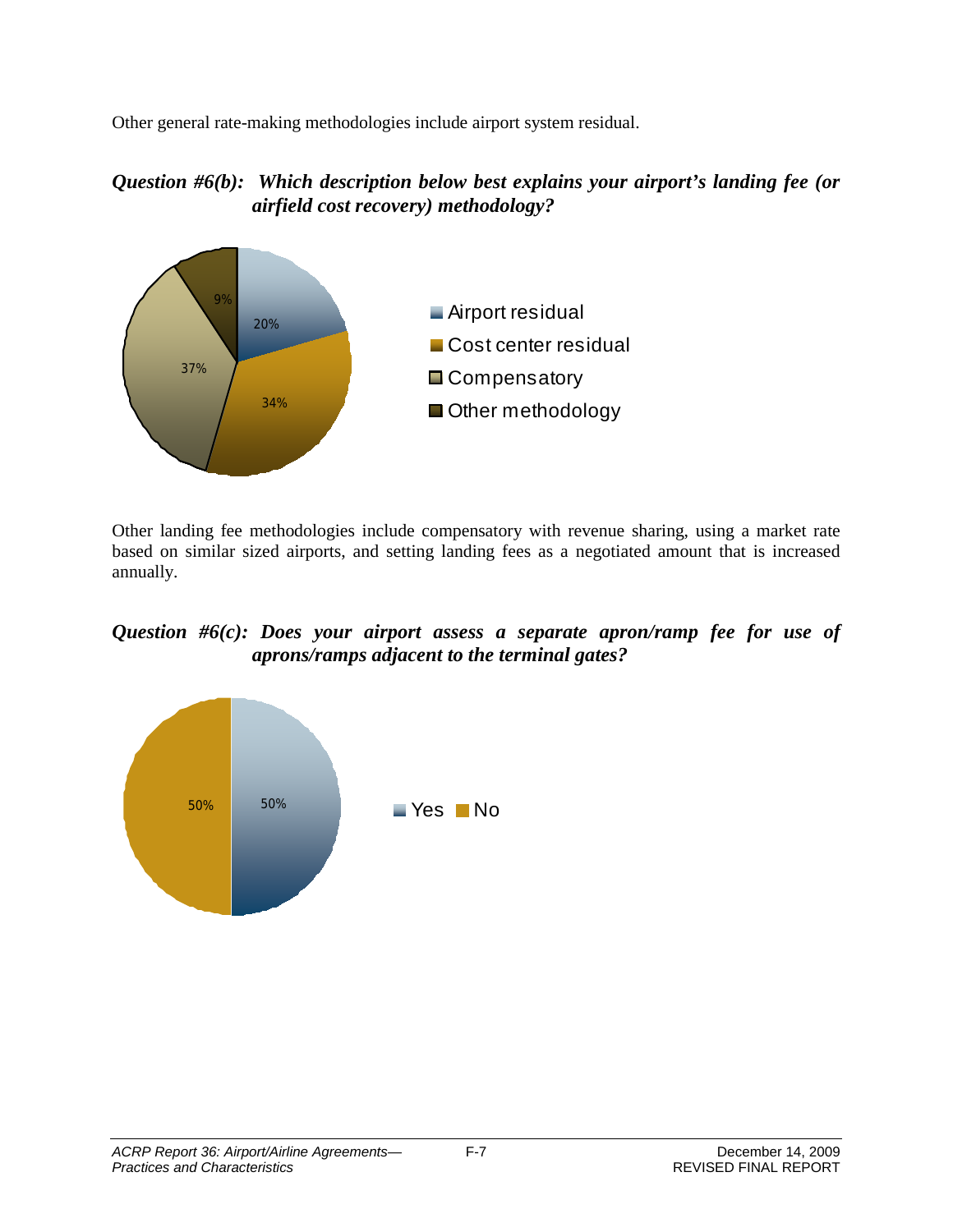Other general rate-making methodologies include airport system residual.

***Question #6(b): Which description below best explains your airport's landing fee (or airfield cost recovery) methodology?***

Other landing fee methodologies include compensatory with revenue sharing, using a market rate based on similar sized airports, and setting landing fees as a negotiated amount that is increased annually.

***Question #6(c): Does your airport assess a separate apron/ramp fee for use of aprons/ramps adjacent to the terminal gates?***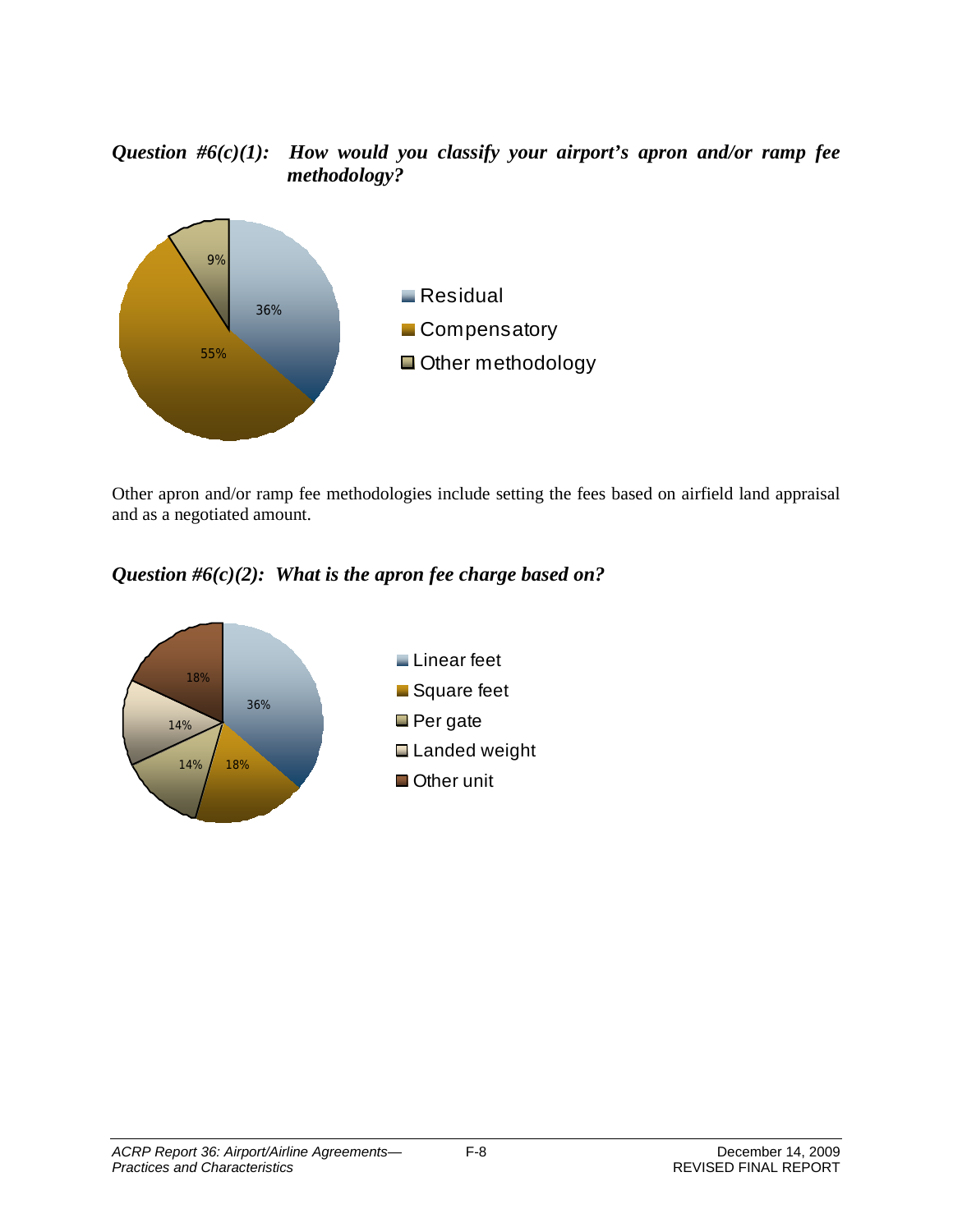***Question #6(c)(1): How would you classify your airport's apron and/or ramp fee methodology?***

| Methodology | Percentage |
| --- | --- |
| Residual | 36% |
| Compensatory | 55% |
| Other methodology | 9% |

Other apron and/or ramp fee methodologies include setting the fees based on airfield land appraisal and as a negotiated amount.

***Question #6(c)(2): What is the apron fee charge based on?***

| Basis | Percentage |
| --- | --- |
| Linear feet | 36% |
| Square feet | 18% |
| Per gate | 14% |
| Landed weight | 14% |
| Other unit | 18% |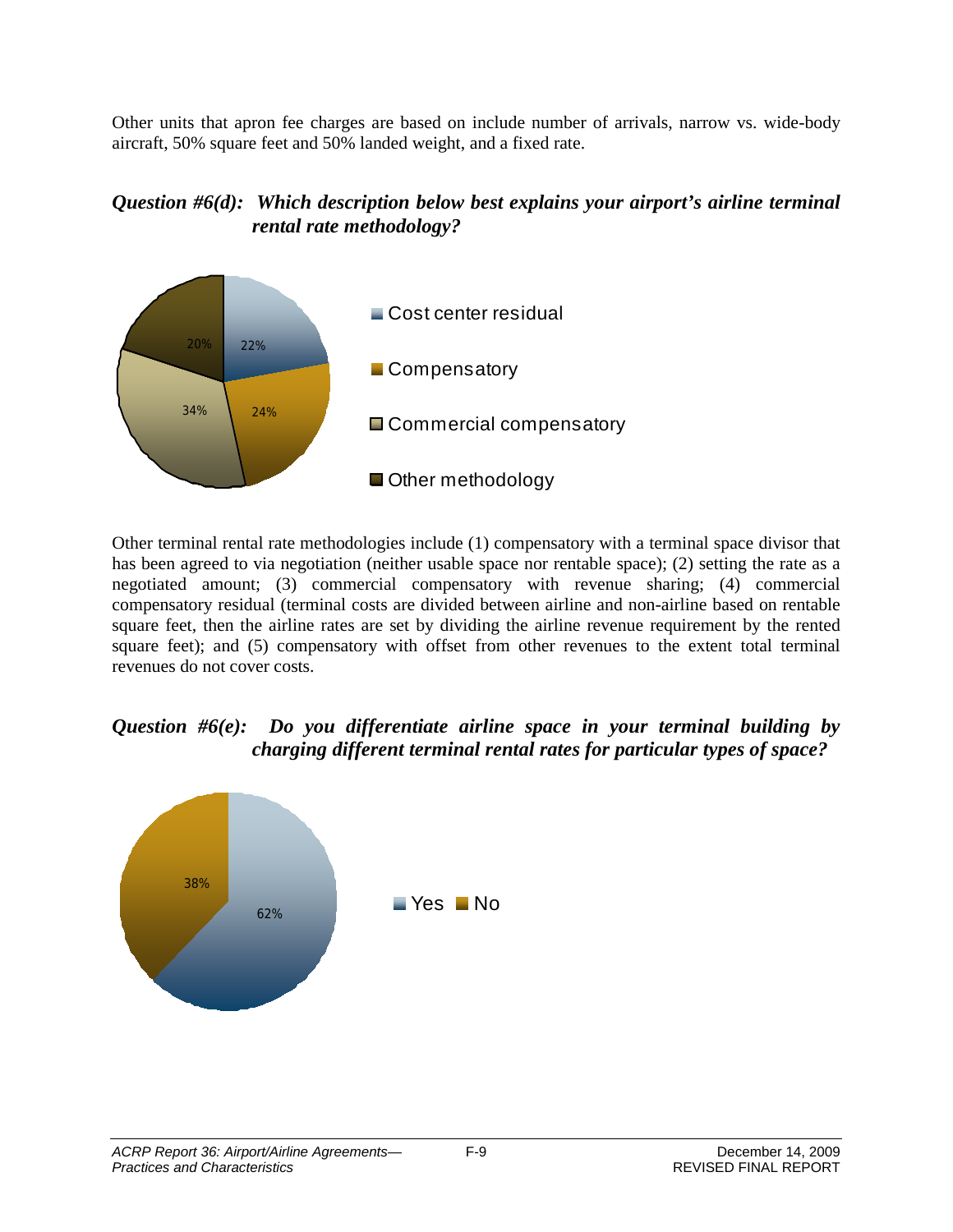Other units that apron fee charges are based on include number of arrivals, narrow vs. wide-body aircraft, 50% square feet and 50% landed weight, and a fixed rate.

### *Question #6(d): Which description below best explains your airport's airline terminal rental rate methodology?*

Other terminal rental rate methodologies include (1) compensatory with a terminal space divisor that has been agreed to via negotiation (neither usable space nor rentable space); (2) setting the rate as a negotiated amount; (3) commercial compensatory with revenue sharing; (4) commercial compensatory residual (terminal costs are divided between airline and non-airline based on rentable square feet, then the airline rates are set by dividing the airline revenue requirement by the rented square feet); and (5) compensatory with offset from other revenues to the extent total terminal revenues do not cover costs.

### *Question #6(e): Do you differentiate airline space in your terminal building by charging different terminal rental rates for particular types of space?*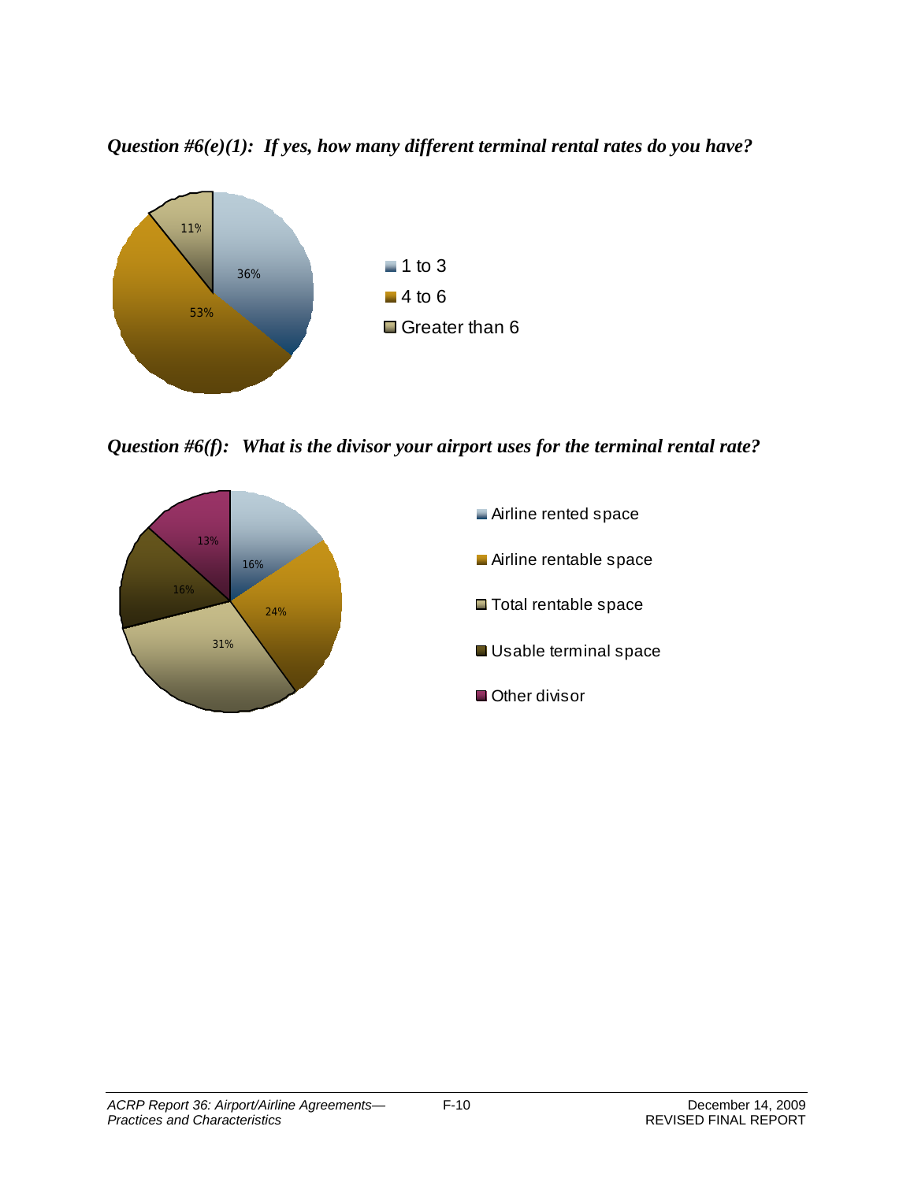***Question #6(e)(1): If yes, how many different terminal rental rates do you have?***

| Response | Percentage |
| --- | --- |
| 1 to 3 | 36% |
| 4 to 6 | 53% |
| Greater than 6 | 11% |

***Question #6(f): What is the divisor your airport uses for the terminal rental rate?***

| Response | Percentage |
| --- | --- |
| Airline rented space | 16% |
| Airline rentable space | 24% |
| Total rentable space | 31% |
| Usable terminal space | 16% |
| Other divisor | 13% |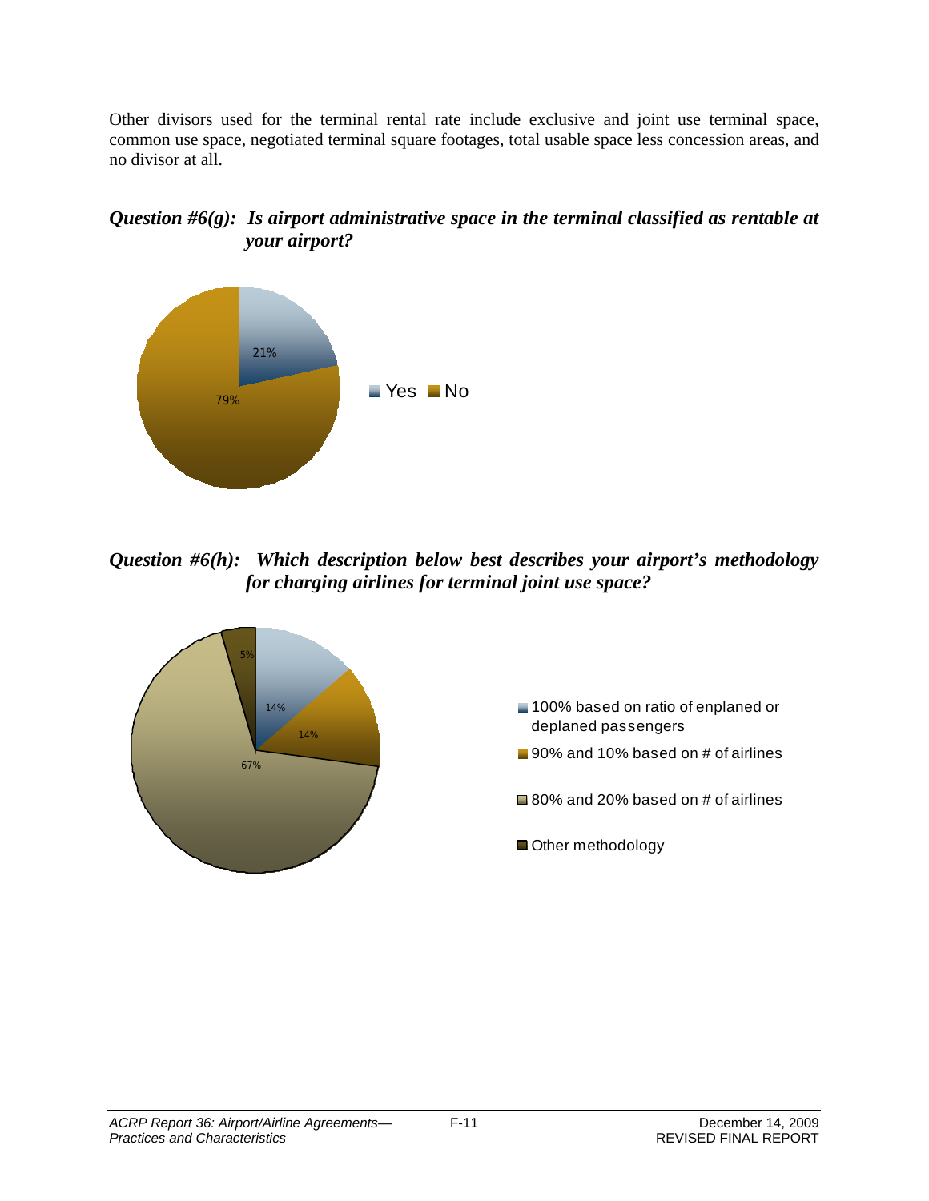Other divisors used for the terminal rental rate include exclusive and joint use terminal space, common use space, negotiated terminal square footages, total usable space less concession areas, and no divisor at all.

***Question #6(g): Is airport administrative space in the terminal classified as rentable at your airport?***

| Response | Percentage |
| --- | --- |
| Yes | 21% |
| No | 79% |

***Question #6(h): Which description below best describes your airport's methodology for charging airlines for terminal joint use space?***

| Methodology | Percentage |
| --- | --- |
| 100% based on ratio of enplaned or deplaned passengers | 14% |
| 90% and 10% based on # of airlines | 14% |
| 80% and 20% based on # of airlines | 67% |
| Other methodology | 5% |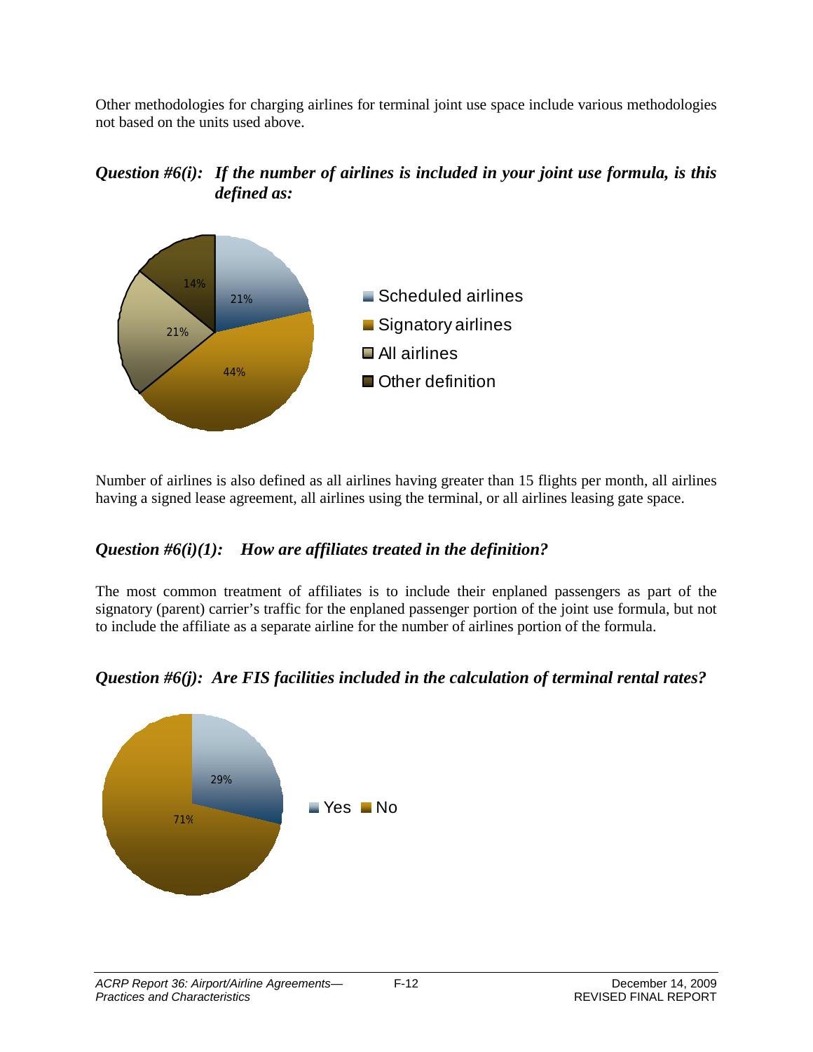Other methodologies for charging airlines for terminal joint use space include various methodologies not based on the units used above.

***Question #6(i): If the number of airlines is included in your joint use formula, is this defined as:***

| Definition | Percent |
|---|---|
| Scheduled airlines | 21% |
| Signatory airlines | 44% |
| All airlines | 21% |
| Other definition | 14% |

Number of airlines is also defined as all airlines having greater than 15 flights per month, all airlines having a signed lease agreement, all airlines using the terminal, or all airlines leasing gate space.

***Question #6(i)(1): How are affiliates treated in the definition?***

The most common treatment of affiliates is to include their enplaned passengers as part of the signatory (parent) carrier's traffic for the enplaned passenger portion of the joint use formula, but not to include the affiliate as a separate airline for the number of airlines portion of the formula.

***Question #6(j): Are FIS facilities included in the calculation of terminal rental rates?***

| Response | Percent |
|---|---|
| Yes | 29% |
| No | 71% |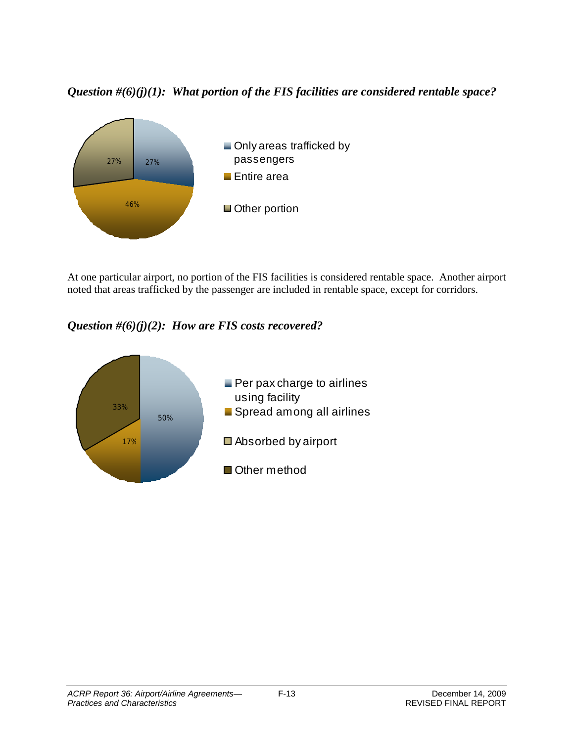***Question #(6)(j)(1): What portion of the FIS facilities are considered rentable space?***

| Response | Percentage |
|---|---|
| Only areas trafficked by passengers | 27% |
| Entire area | 46% |
| Other portion | 27% |

At one particular airport, no portion of the FIS facilities is considered rentable space. Another airport noted that areas trafficked by the passenger are included in rentable space, except for corridors.

***Question #(6)(j)(2): How are FIS costs recovered?***

| Response | Percentage |
|---|---|
| Per pax charge to airlines using facility | 50% |
| Spread among all airlines | 17% |
| Absorbed by airport | |
| Other method | 33% |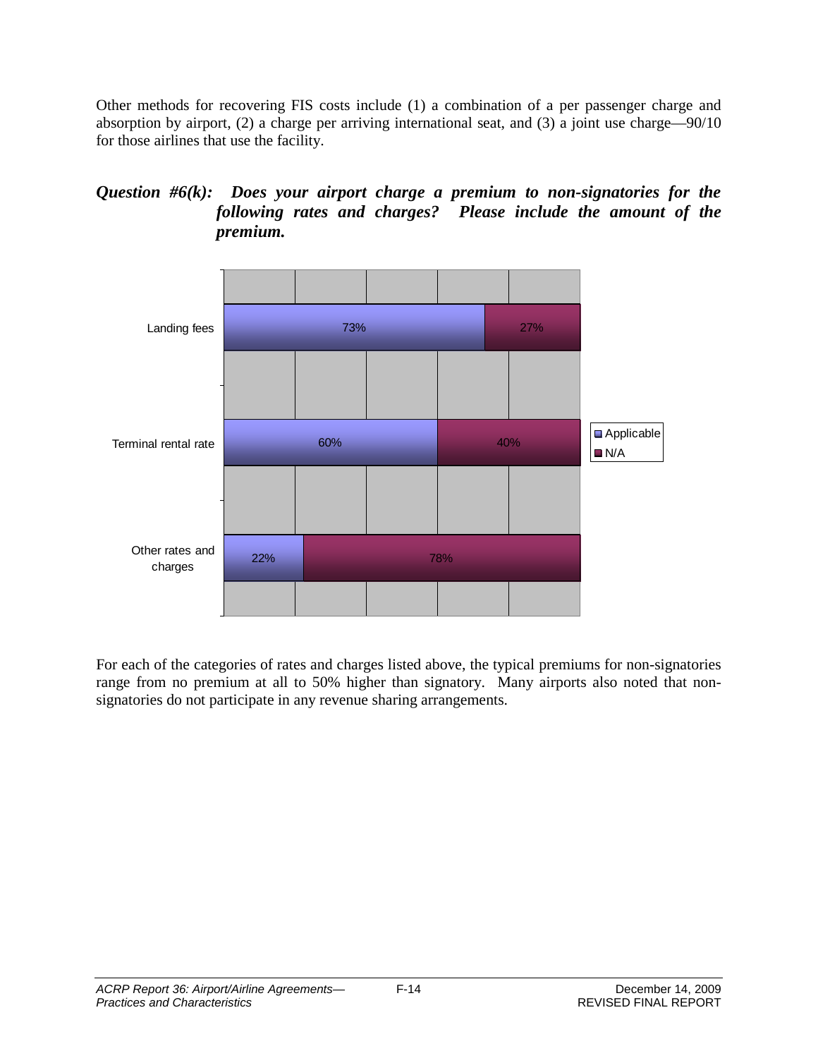Other methods for recovering FIS costs include (1) a combination of a per passenger charge and absorption by airport, (2) a charge per arriving international seat, and (3) a joint use charge—90/10 for those airlines that use the facility.

***Question #6(k): Does your airport charge a premium to non-signatories for the following rates and charges? Please include the amount of the premium.***

| | Applicable | N/A |
|---|---|---|
| Landing fees | 73% | 27% |
| Terminal rental rate | 60% | 40% |
| Other rates and charges | 22% | 78% |

For each of the categories of rates and charges listed above, the typical premiums for non-signatories range from no premium at all to 50% higher than signatory. Many airports also noted that non-signatories do not participate in any revenue sharing arrangements.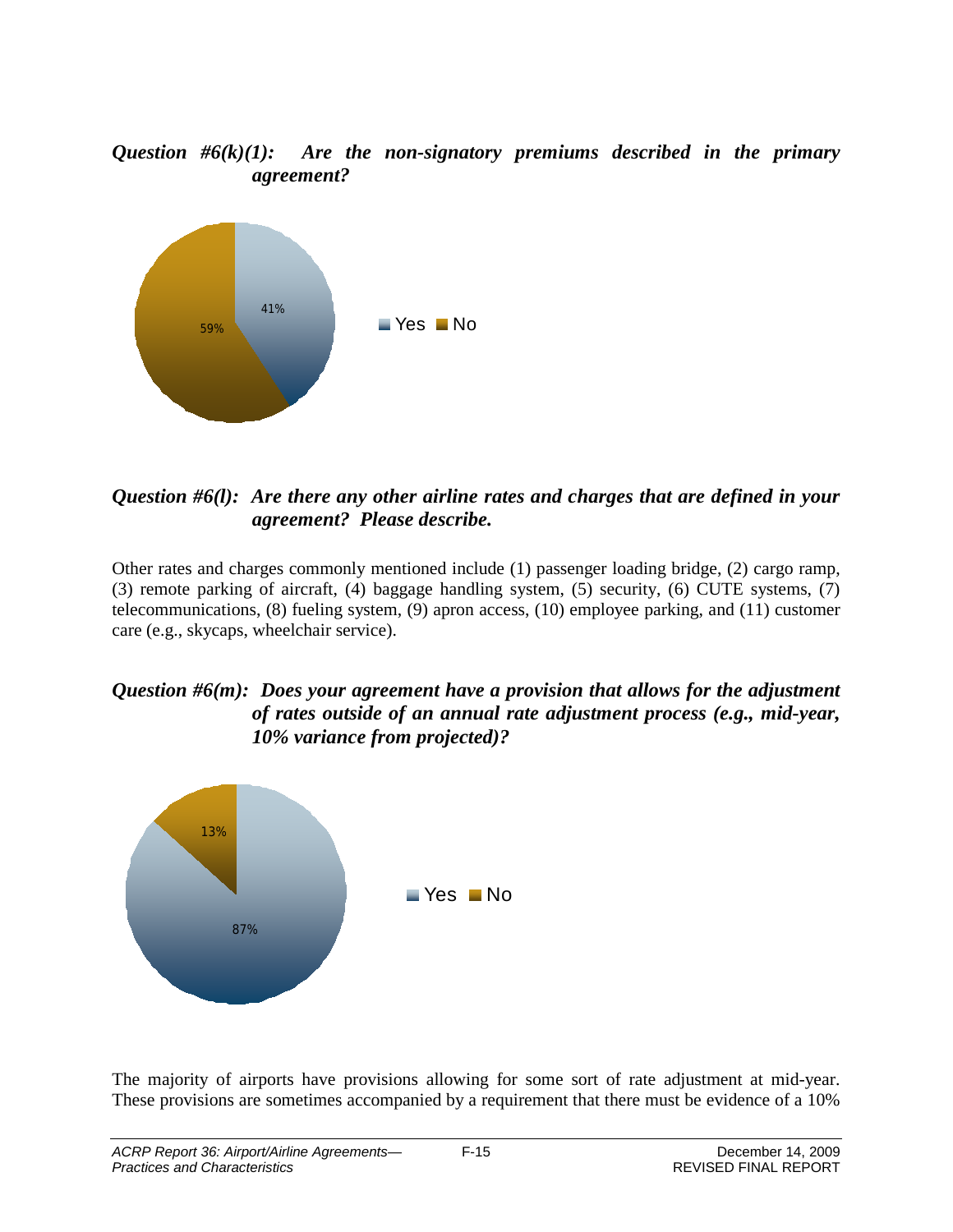***Question #6(k)(1): Are the non-signatory premiums described in the primary agreement?***

Yes 41%, No 59%

***Question #6(l): Are there any other airline rates and charges that are defined in your agreement? Please describe.***

Other rates and charges commonly mentioned include (1) passenger loading bridge, (2) cargo ramp, (3) remote parking of aircraft, (4) baggage handling system, (5) security, (6) CUTE systems, (7) telecommunications, (8) fueling system, (9) apron access, (10) employee parking, and (11) customer care (e.g., skycaps, wheelchair service).

***Question #6(m): Does your agreement have a provision that allows for the adjustment of rates outside of an annual rate adjustment process (e.g., mid-year, 10% variance from projected)?***

Yes 87%, No 13%

The majority of airports have provisions allowing for some sort of rate adjustment at mid-year. These provisions are sometimes accompanied by a requirement that there must be evidence of a 10%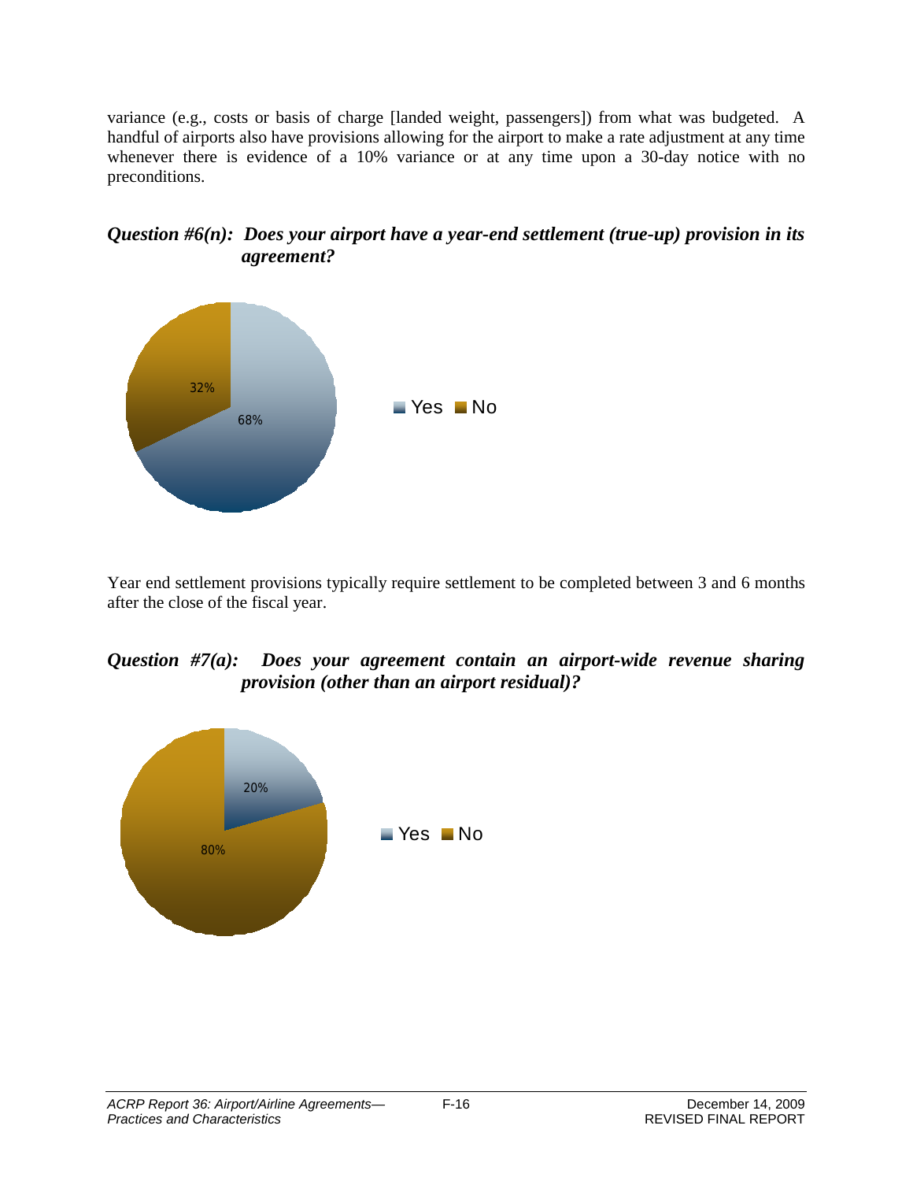variance (e.g., costs or basis of charge [landed weight, passengers]) from what was budgeted. A handful of airports also have provisions allowing for the airport to make a rate adjustment at any time whenever there is evidence of a 10% variance or at any time upon a 30-day notice with no preconditions.

***Question #6(n): Does your airport have a year-end settlement (true-up) provision in its agreement?***

| Response | Percentage |
| --- | --- |
| Yes | 68% |
| No | 32% |

Year end settlement provisions typically require settlement to be completed between 3 and 6 months after the close of the fiscal year.

***Question #7(a): Does your agreement contain an airport-wide revenue sharing provision (other than an airport residual)?***

| Response | Percentage |
| --- | --- |
| Yes | 20% |
| No | 80% |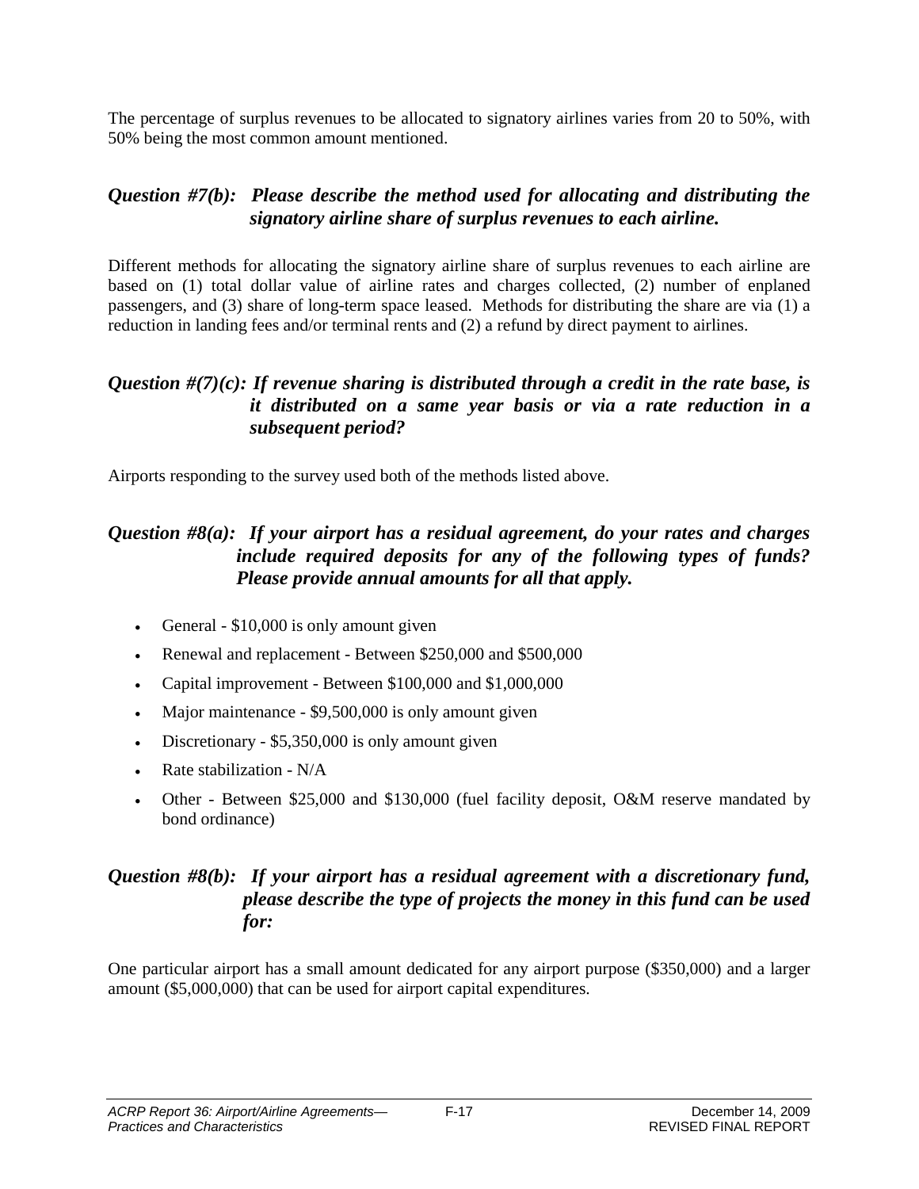The percentage of surplus revenues to be allocated to signatory airlines varies from 20 to 50%, with 50% being the most common amount mentioned.

### *Question #7(b): Please describe the method used for allocating and distributing the signatory airline share of surplus revenues to each airline.*

Different methods for allocating the signatory airline share of surplus revenues to each airline are based on (1) total dollar value of airline rates and charges collected, (2) number of enplaned passengers, and (3) share of long-term space leased. Methods for distributing the share are via (1) a reduction in landing fees and/or terminal rents and (2) a refund by direct payment to airlines.

### *Question #(7)(c): If revenue sharing is distributed through a credit in the rate base, is it distributed on a same year basis or via a rate reduction in a subsequent period?*

Airports responding to the survey used both of the methods listed above.

### *Question #8(a): If your airport has a residual agreement, do your rates and charges include required deposits for any of the following types of funds? Please provide annual amounts for all that apply.*

- General - $10,000 is only amount given
- Renewal and replacement - Between $250,000 and $500,000
- Capital improvement - Between $100,000 and $1,000,000
- Major maintenance - $9,500,000 is only amount given
- Discretionary - $5,350,000 is only amount given
- Rate stabilization - N/A
- Other - Between $25,000 and $130,000 (fuel facility deposit, O&M reserve mandated by bond ordinance)

### *Question #8(b): If your airport has a residual agreement with a discretionary fund, please describe the type of projects the money in this fund can be used for:*

One particular airport has a small amount dedicated for any airport purpose ($350,000) and a larger amount ($5,000,000) that can be used for airport capital expenditures.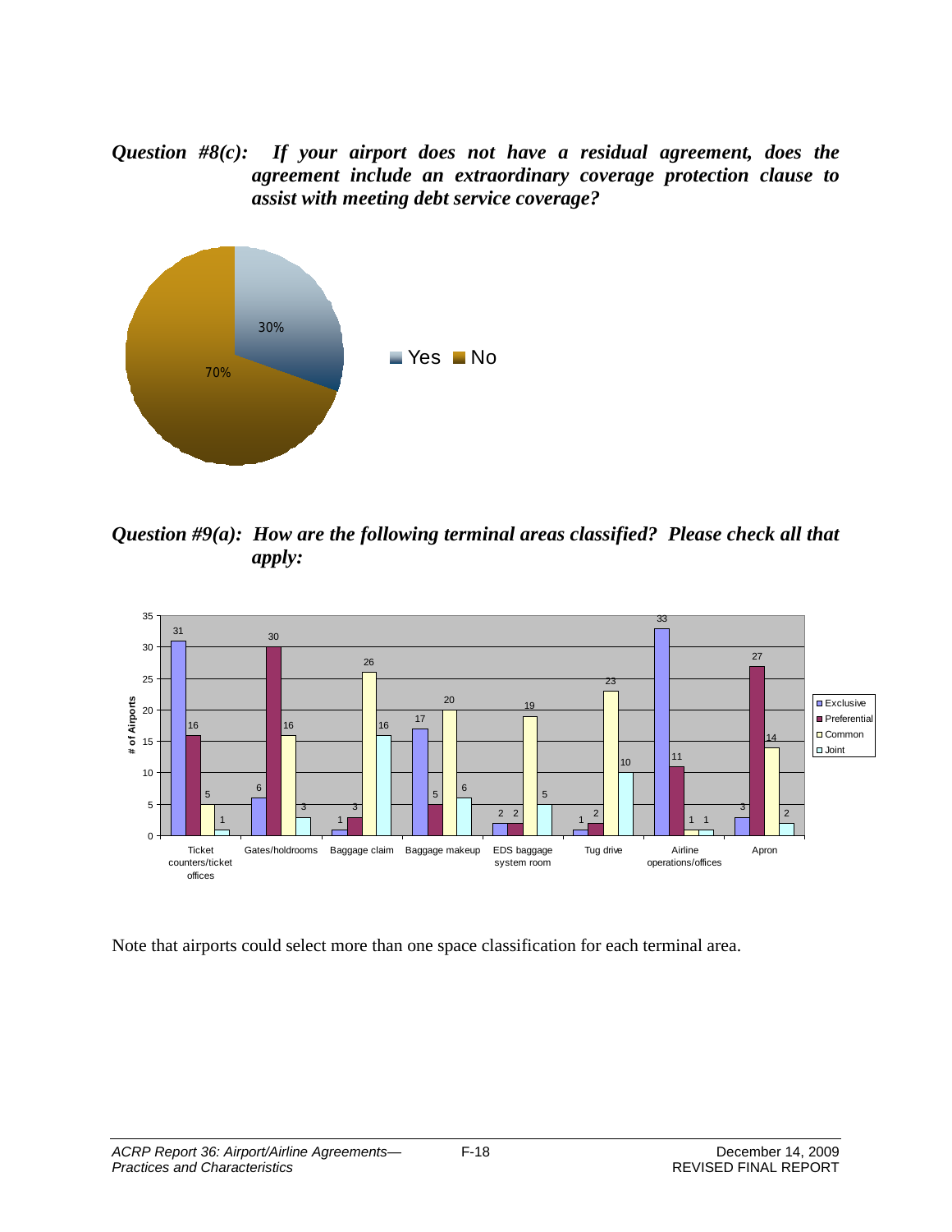***Question #8(c): If your airport does not have a residual agreement, does the agreement include an extraordinary coverage protection clause to assist with meeting debt service coverage?***

| Response | Percent |
|---|---|
| Yes | 30% |
| No | 70% |

***Question #9(a): How are the following terminal areas classified? Please check all that apply:***

| Terminal area | Exclusive | Preferential | Common | Joint |
|---|---|---|---|---|
| Ticket counters/ticket offices | 31 | 16 | 5 | 1 |
| Gates/holdrooms | 6 | 30 | 16 | 3 |
| Baggage claim | 1 | 3 | 26 | 16 |
| Baggage makeup | 17 | 5 | 20 | 6 |
| EDS baggage system room | 2 | 2 | 19 | 5 |
| Tug drive | 1 | 2 | 23 | 10 |
| Airline operations/offices | 33 | 11 | 1 | 1 |
| Apron | 3 | 27 | 14 | 2 |

Note that airports could select more than one space classification for each terminal area.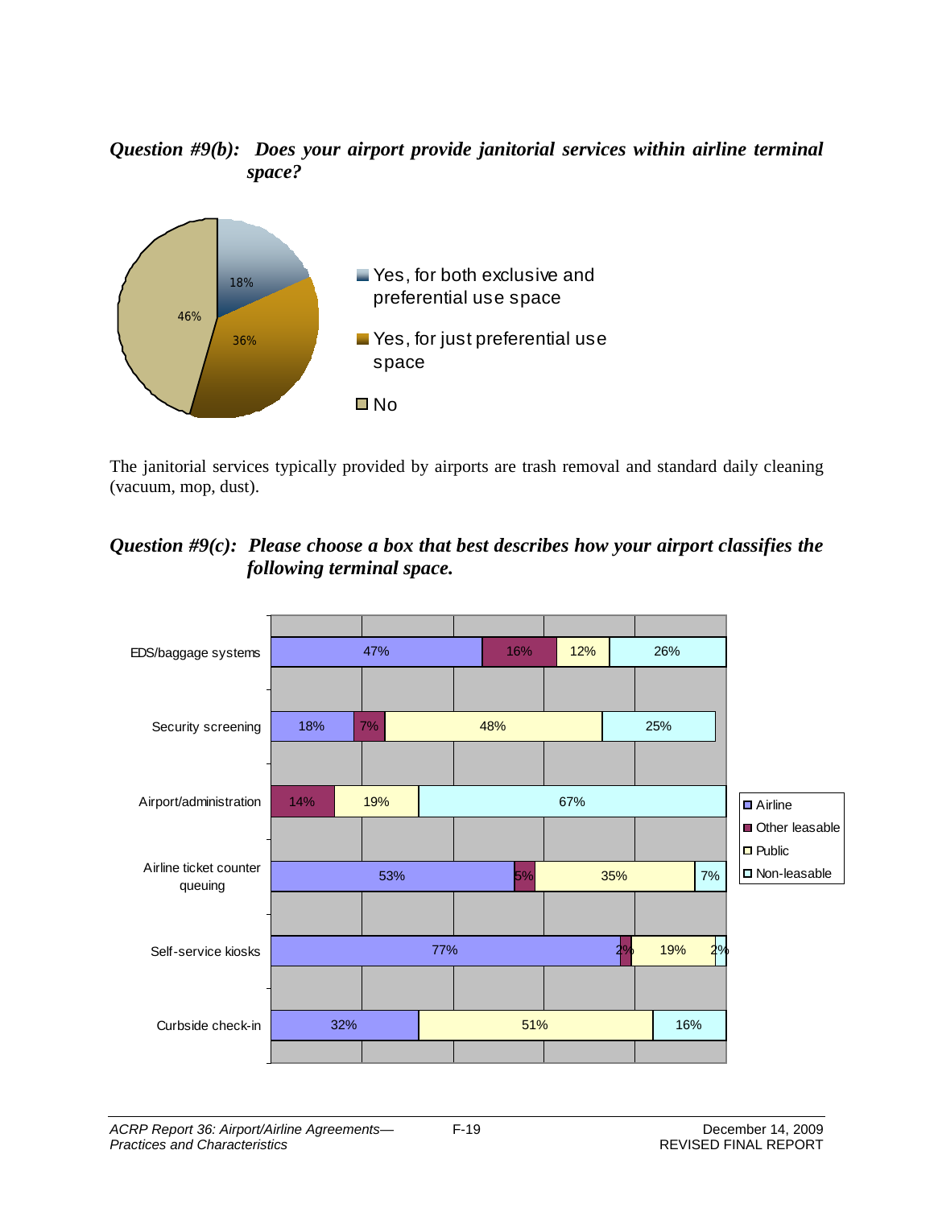***Question #9(b):  Does your airport provide janitorial services within airline terminal space?***

| Response | Percentage |
|---|---|
| Yes, for both exclusive and preferential use space | 18% |
| Yes, for just preferential use space | 36% |
| No | 46% |

The janitorial services typically provided by airports are trash removal and standard daily cleaning (vacuum, mop, dust).

***Question #9(c):  Please choose a box that best describes how your airport classifies the following terminal space.***

| Terminal space | Airline | Other leasable | Public | Non-leasable |
|---|---|---|---|---|
| EDS/baggage systems | 47% | 16% | 12% | 26% |
| Security screening | 18% | 7% | 48% | 25% |
| Airport/administration | | 14% | 19% | 67% |
| Airline ticket counter queuing | 53% | 5% | 35% | 7% |
| Self-service kiosks | 77% | 2% | 19% | 2% |
| Curbside check-in | 32% | | 51% | 16% |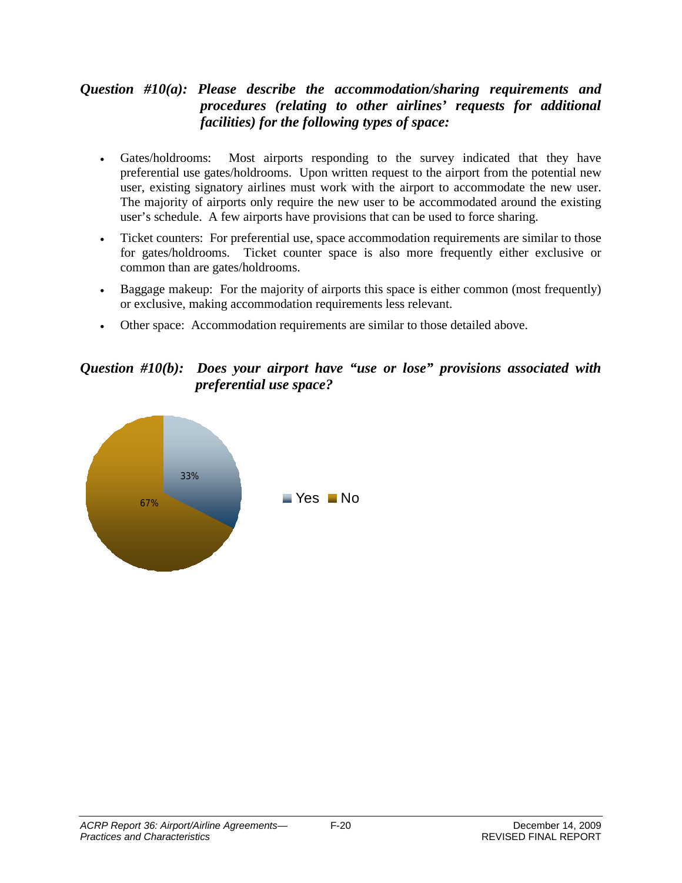***Question #10(a): Please describe the accommodation/sharing requirements and procedures (relating to other airlines' requests for additional facilities) for the following types of space:***

- Gates/holdrooms: Most airports responding to the survey indicated that they have preferential use gates/holdrooms. Upon written request to the airport from the potential new user, existing signatory airlines must work with the airport to accommodate the new user. The majority of airports only require the new user to be accommodated around the existing user's schedule. A few airports have provisions that can be used to force sharing.
- Ticket counters: For preferential use, space accommodation requirements are similar to those for gates/holdrooms. Ticket counter space is also more frequently either exclusive or common than are gates/holdrooms.
- Baggage makeup: For the majority of airports this space is either common (most frequently) or exclusive, making accommodation requirements less relevant.
- Other space: Accommodation requirements are similar to those detailed above.

***Question #10(b): Does your airport have "use or lose" provisions associated with preferential use space?***

| Response | Percent |
|---|---|
| Yes | 33% |
| No | 67% |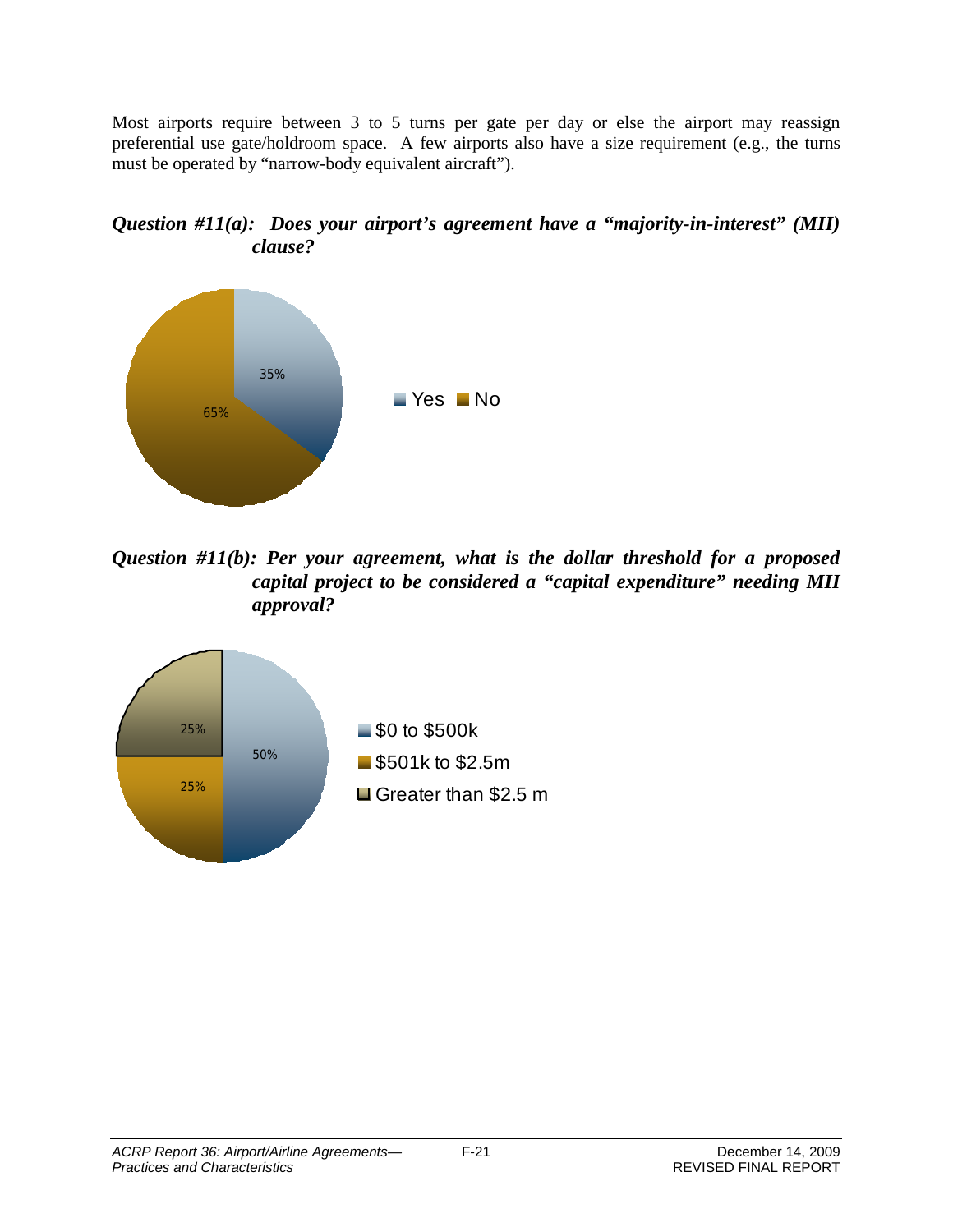Most airports require between 3 to 5 turns per gate per day or else the airport may reassign preferential use gate/holdroom space. A few airports also have a size requirement (e.g., the turns must be operated by "narrow-body equivalent aircraft").

***Question #11(a): Does your airport's agreement have a "majority-in-interest" (MII) clause?***

| Response | Percentage |
|---|---|
| Yes | 35% |
| No | 65% |

***Question #11(b): Per your agreement, what is the dollar threshold for a proposed capital project to be considered a "capital expenditure" needing MII approval?***

| Threshold | Percentage |
|---|---|
| $0 to $500k | 50% |
| $501k to $2.5m | 25% |
| Greater than $2.5 m | 25% |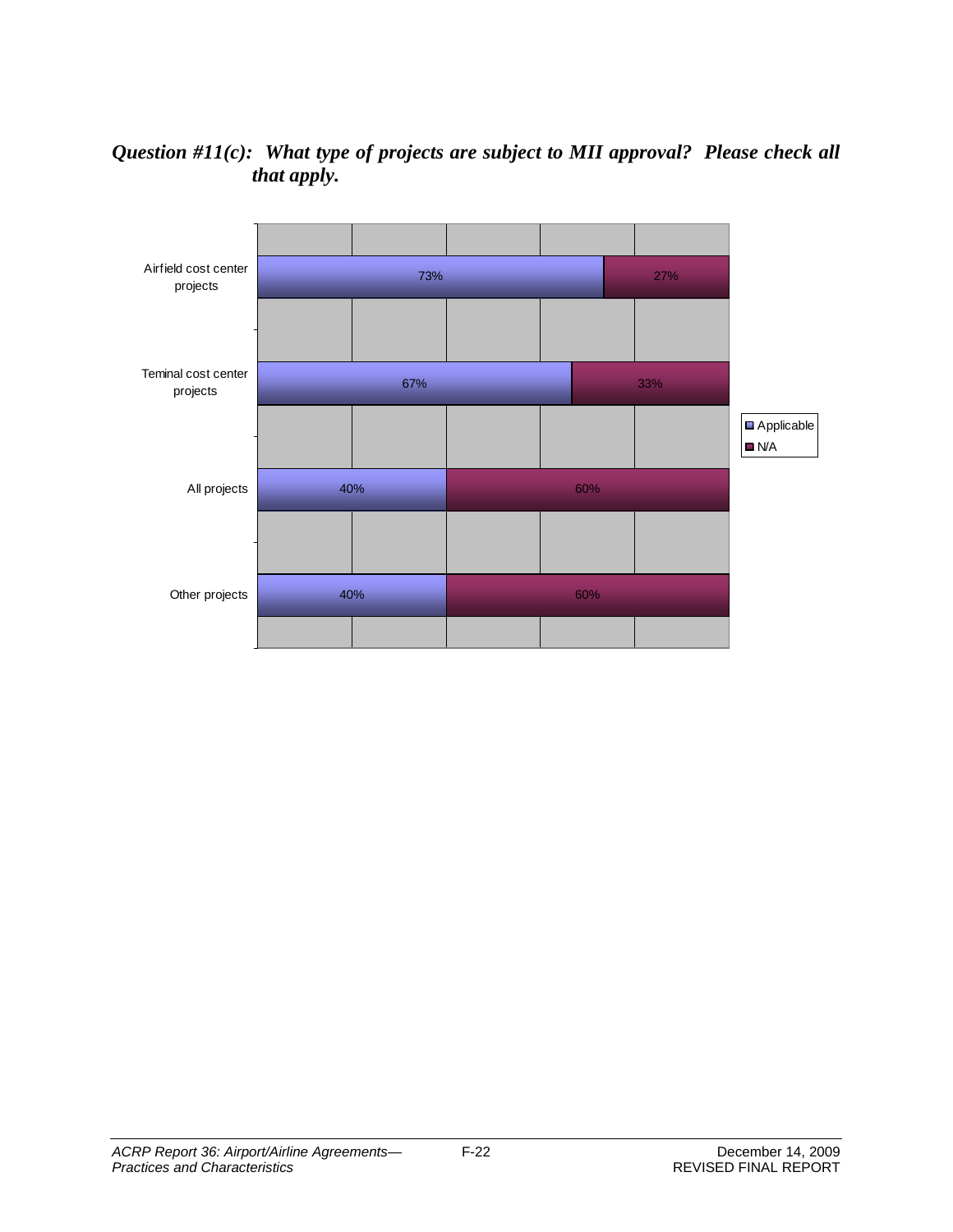***Question #11(c): What type of projects are subject to MII approval? Please check all that apply.***

| | Applicable | N/A |
|---|---|---|
| Airfield cost center projects | 73% | 27% |
| Teminal cost center projects | 67% | 33% |
| All projects | 40% | 60% |
| Other projects | 40% | 60% |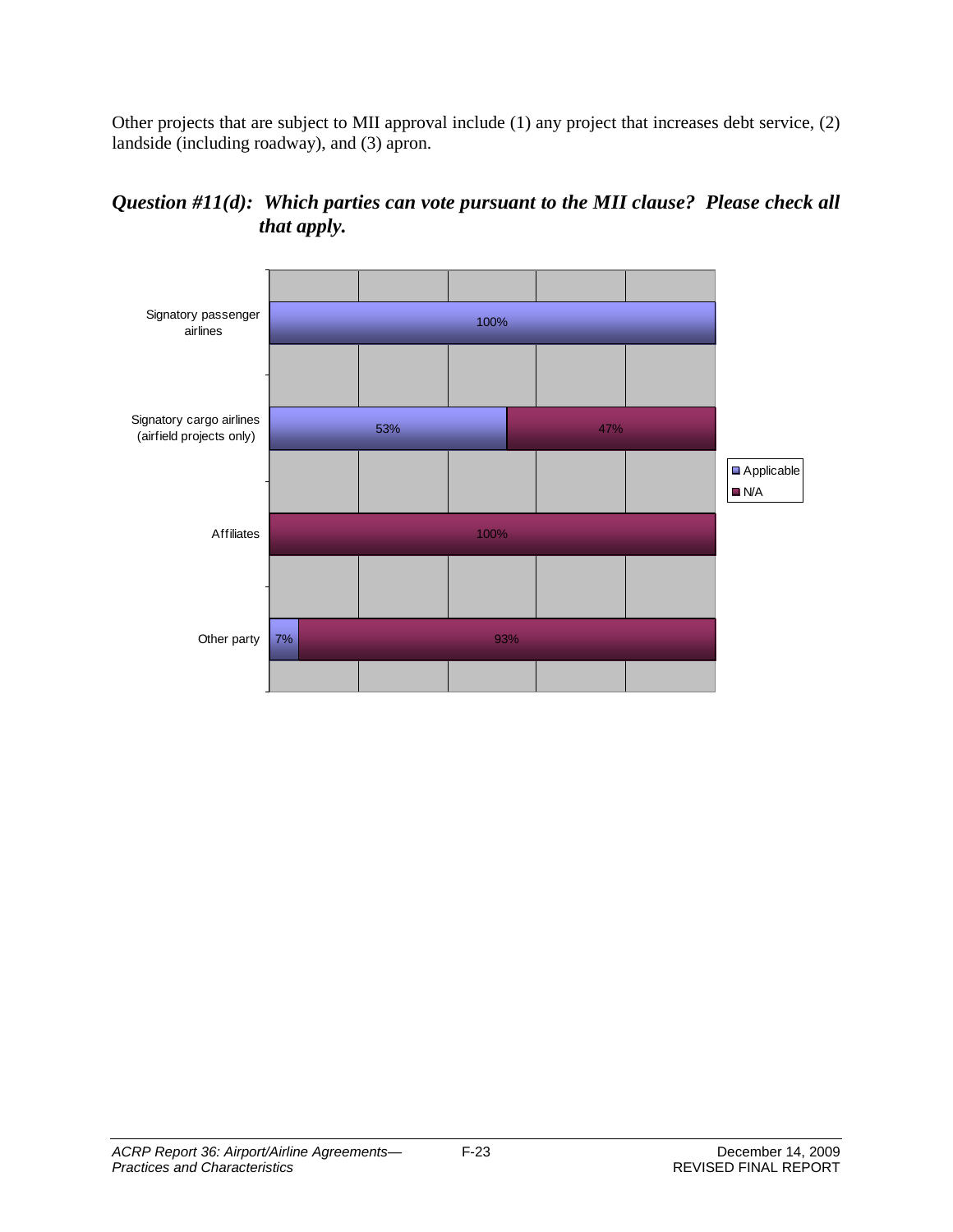Other projects that are subject to MII approval include (1) any project that increases debt service, (2) landside (including roadway), and (3) apron.

### *Question #11(d): Which parties can vote pursuant to the MII clause? Please check all that apply.*

| Party | Applicable | N/A |
| --- | --- | --- |
| Signatory passenger airlines | 100% | |
| Signatory cargo airlines (airfield projects only) | 53% | 47% |
| Affiliates | | 100% |
| Other party | 7% | 93% |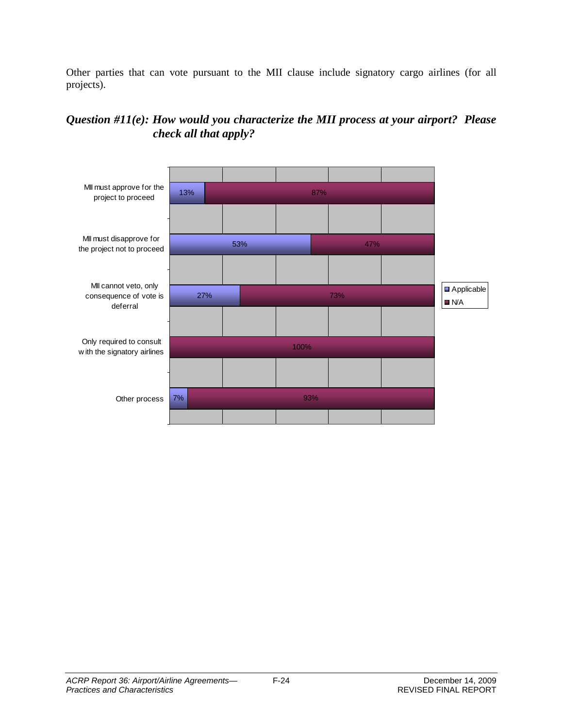Other parties that can vote pursuant to the MII clause include signatory cargo airlines (for all projects).

### *Question #11(e): How would you characterize the MII process at your airport? Please check all that apply?*

| | Applicable | N/A |
|---|---|---|
| MII must approve for the project to proceed | 13% | 87% |
| MII must disapprove for the project not to proceed | 53% | 47% |
| MII cannot veto, only consequence of vote is deferral | 27% | 73% |
| Only required to consult with the signatory airlines | | 100% |
| Other process | 7% | 93% |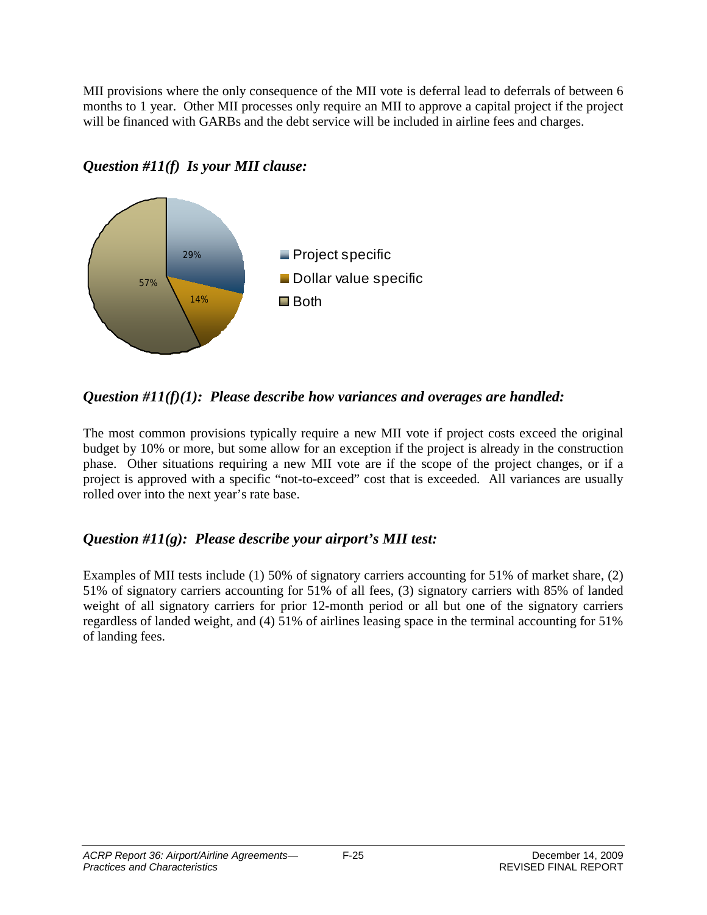MII provisions where the only consequence of the MII vote is deferral lead to deferrals of between 6 months to 1 year. Other MII processes only require an MII to approve a capital project if the project will be financed with GARBs and the debt service will be included in airline fees and charges.

### *Question #11(f) Is your MII clause:*

| Response | Percentage |
|---|---|
| Project specific | 29% |
| Dollar value specific | 14% |
| Both | 57% |

### *Question #11(f)(1): Please describe how variances and overages are handled:*

The most common provisions typically require a new MII vote if project costs exceed the original budget by 10% or more, but some allow for an exception if the project is already in the construction phase. Other situations requiring a new MII vote are if the scope of the project changes, or if a project is approved with a specific "not-to-exceed" cost that is exceeded. All variances are usually rolled over into the next year's rate base.

### *Question #11(g): Please describe your airport's MII test:*

Examples of MII tests include (1) 50% of signatory carriers accounting for 51% of market share, (2) 51% of signatory carriers accounting for 51% of all fees, (3) signatory carriers with 85% of landed weight of all signatory carriers for prior 12-month period or all but one of the signatory carriers regardless of landed weight, and (4) 51% of airlines leasing space in the terminal accounting for 51% of landing fees.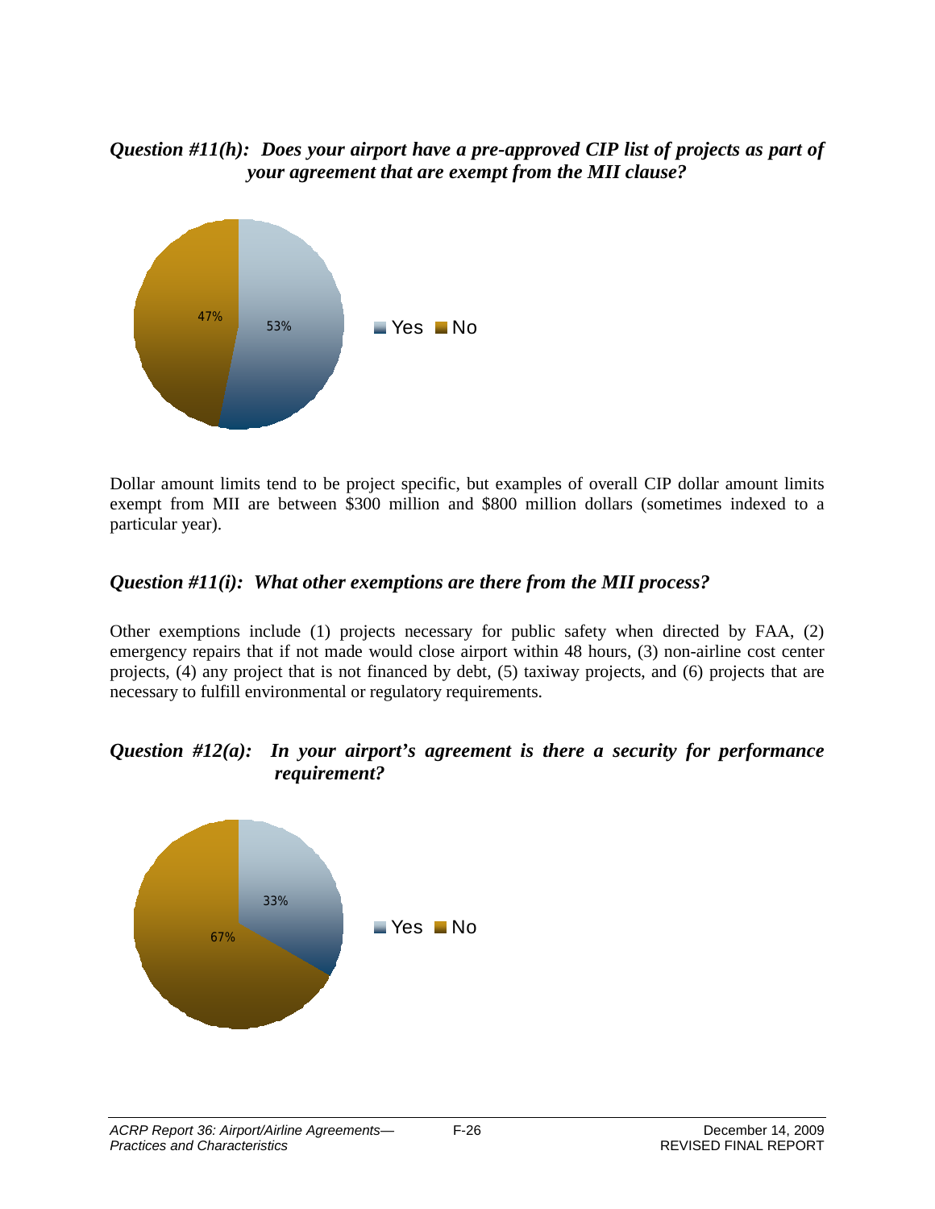*Question #11(h): Does your airport have a pre-approved CIP list of projects as part of your agreement that are exempt from the MII clause?*

Dollar amount limits tend to be project specific, but examples of overall CIP dollar amount limits exempt from MII are between $300 million and $800 million dollars (sometimes indexed to a particular year).

*Question #11(i): What other exemptions are there from the MII process?*

Other exemptions include (1) projects necessary for public safety when directed by FAA, (2) emergency repairs that if not made would close airport within 48 hours, (3) non-airline cost center projects, (4) any project that is not financed by debt, (5) taxiway projects, and (6) projects that are necessary to fulfill environmental or regulatory requirements.

*Question #12(a): In your airport's agreement is there a security for performance requirement?*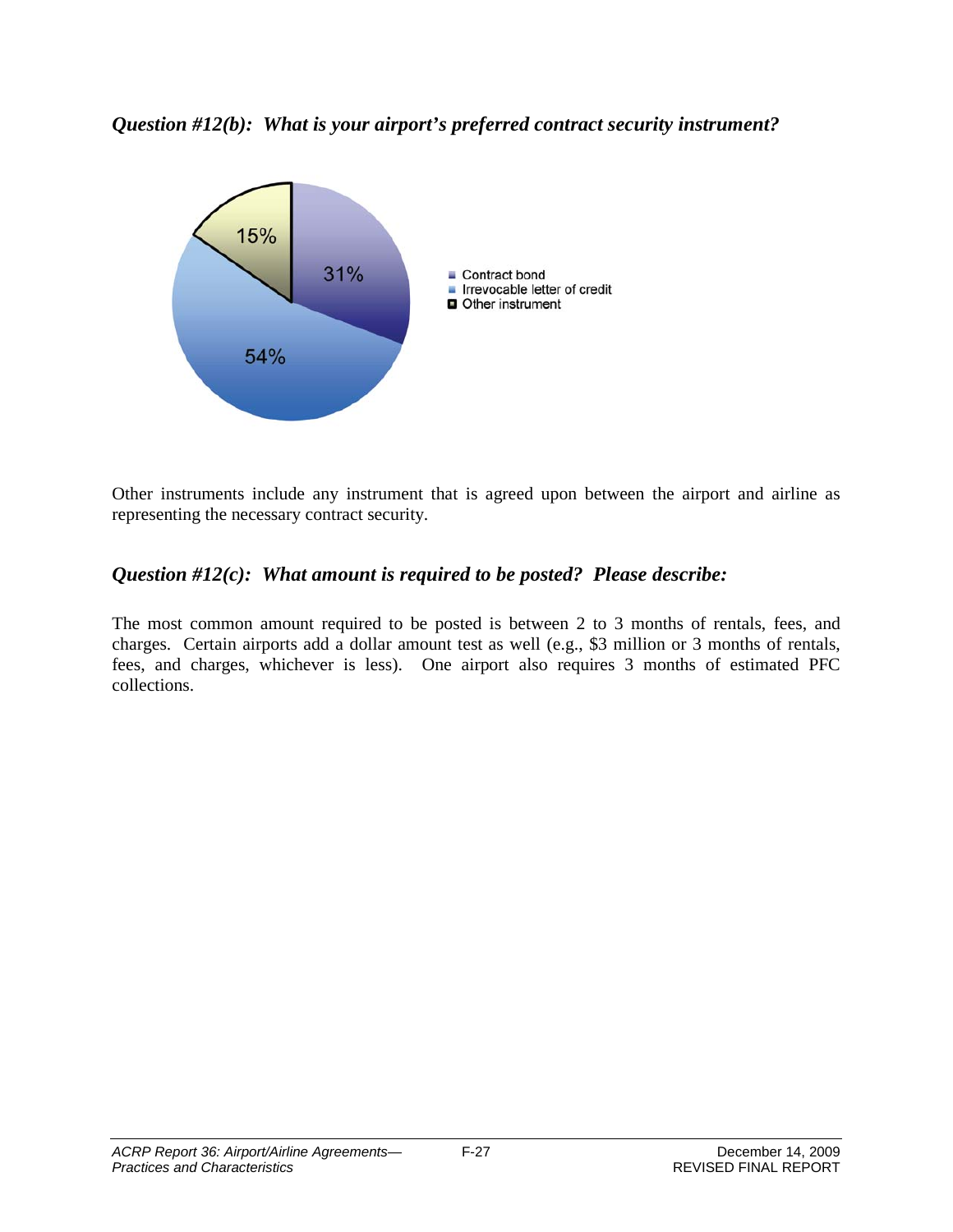*Question #12(b): What is your airport's preferred contract security instrument?*

| Instrument | Percentage |
|---|---|
| Contract bond | 31% |
| Irrevocable letter of credit | 54% |
| Other instrument | 15% |

Other instruments include any instrument that is agreed upon between the airport and airline as representing the necessary contract security.

*Question #12(c): What amount is required to be posted? Please describe:*

The most common amount required to be posted is between 2 to 3 months of rentals, fees, and charges. Certain airports add a dollar amount test as well (e.g., $3 million or 3 months of rentals, fees, and charges, whichever is less). One airport also requires 3 months of estimated PFC collections.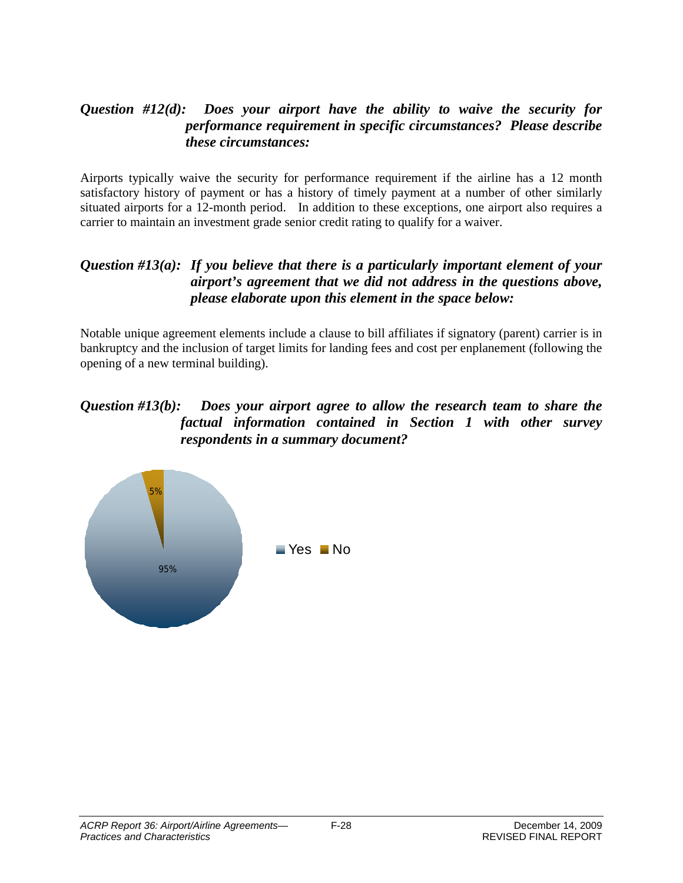### *Question #12(d): Does your airport have the ability to waive the security for performance requirement in specific circumstances? Please describe these circumstances:*

Airports typically waive the security for performance requirement if the airline has a 12 month satisfactory history of payment or has a history of timely payment at a number of other similarly situated airports for a 12-month period. In addition to these exceptions, one airport also requires a carrier to maintain an investment grade senior credit rating to qualify for a waiver.

### *Question #13(a): If you believe that there is a particularly important element of your airport's agreement that we did not address in the questions above, please elaborate upon this element in the space below:*

Notable unique agreement elements include a clause to bill affiliates if signatory (parent) carrier is in bankruptcy and the inclusion of target limits for landing fees and cost per enplanement (following the opening of a new terminal building).

### *Question #13(b): Does your airport agree to allow the research team to share the factual information contained in Section 1 with other survey respondents in a summary document?*

| Response | Percentage |
| --- | --- |
| Yes | 95% |
| No | 5% |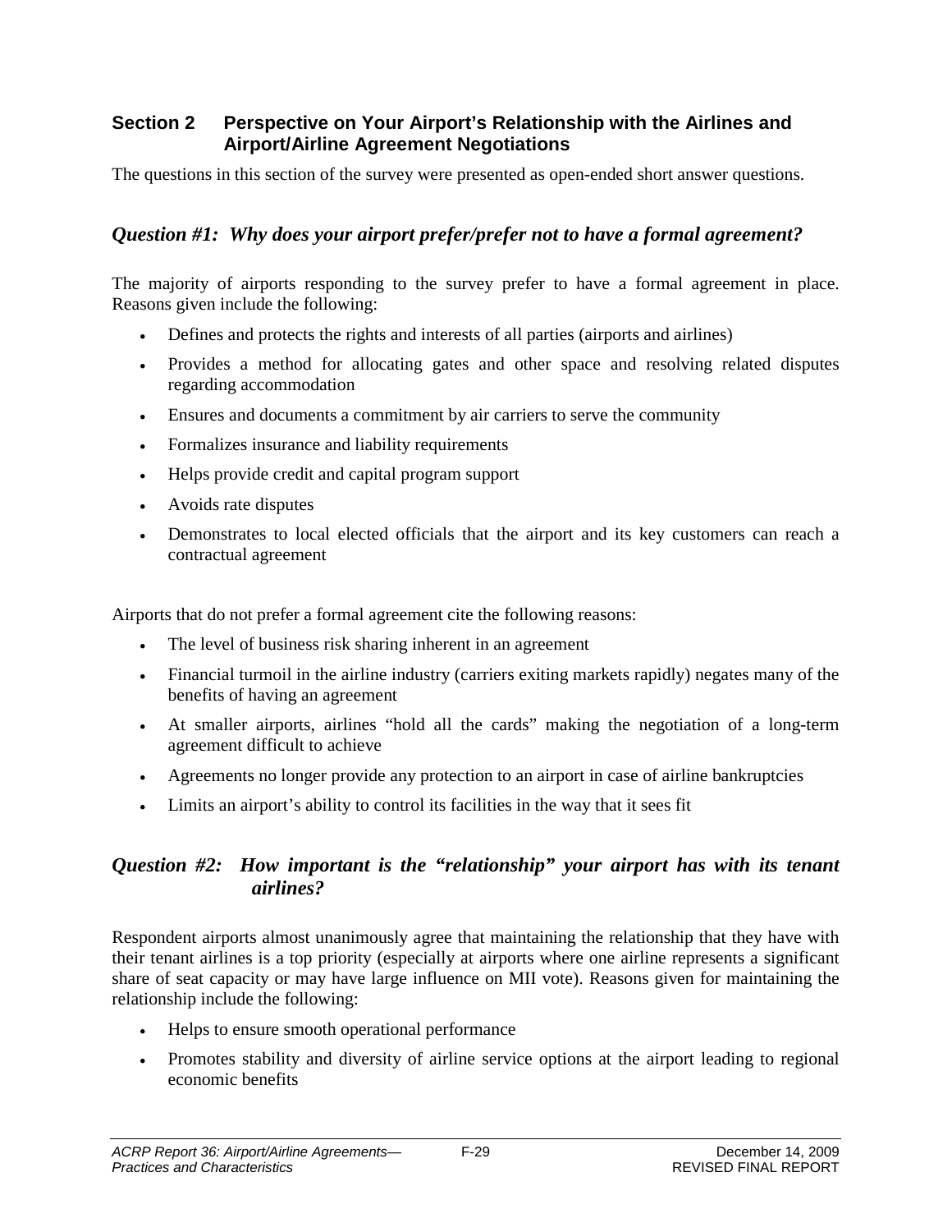## Section 2 Perspective on Your Airport's Relationship with the Airlines and Airport/Airline Agreement Negotiations

The questions in this section of the survey were presented as open-ended short answer questions.

### *Question #1: Why does your airport prefer/prefer not to have a formal agreement?*

The majority of airports responding to the survey prefer to have a formal agreement in place. Reasons given include the following:

- Defines and protects the rights and interests of all parties (airports and airlines)
- Provides a method for allocating gates and other space and resolving related disputes regarding accommodation
- Ensures and documents a commitment by air carriers to serve the community
- Formalizes insurance and liability requirements
- Helps provide credit and capital program support
- Avoids rate disputes
- Demonstrates to local elected officials that the airport and its key customers can reach a contractual agreement

Airports that do not prefer a formal agreement cite the following reasons:

- The level of business risk sharing inherent in an agreement
- Financial turmoil in the airline industry (carriers exiting markets rapidly) negates many of the benefits of having an agreement
- At smaller airports, airlines "hold all the cards" making the negotiation of a long-term agreement difficult to achieve
- Agreements no longer provide any protection to an airport in case of airline bankruptcies
- Limits an airport's ability to control its facilities in the way that it sees fit

### *Question #2: How important is the "relationship" your airport has with its tenant airlines?*

Respondent airports almost unanimously agree that maintaining the relationship that they have with their tenant airlines is a top priority (especially at airports where one airline represents a significant share of seat capacity or may have large influence on MII vote). Reasons given for maintaining the relationship include the following:

- Helps to ensure smooth operational performance
- Promotes stability and diversity of airline service options at the airport leading to regional economic benefits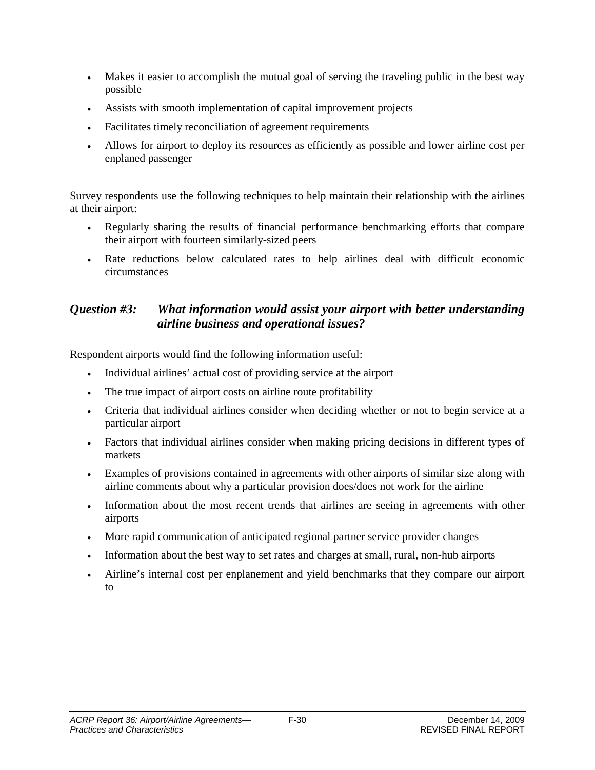- Makes it easier to accomplish the mutual goal of serving the traveling public in the best way possible
- Assists with smooth implementation of capital improvement projects
- Facilitates timely reconciliation of agreement requirements
- Allows for airport to deploy its resources as efficiently as possible and lower airline cost per enplaned passenger

Survey respondents use the following techniques to help maintain their relationship with the airlines at their airport:

- Regularly sharing the results of financial performance benchmarking efforts that compare their airport with fourteen similarly-sized peers
- Rate reductions below calculated rates to help airlines deal with difficult economic circumstances

### *Question #3: What information would assist your airport with better understanding airline business and operational issues?*

Respondent airports would find the following information useful:

- Individual airlines' actual cost of providing service at the airport
- The true impact of airport costs on airline route profitability
- Criteria that individual airlines consider when deciding whether or not to begin service at a particular airport
- Factors that individual airlines consider when making pricing decisions in different types of markets
- Examples of provisions contained in agreements with other airports of similar size along with airline comments about why a particular provision does/does not work for the airline
- Information about the most recent trends that airlines are seeing in agreements with other airports
- More rapid communication of anticipated regional partner service provider changes
- Information about the best way to set rates and charges at small, rural, non-hub airports
- Airline's internal cost per enplanement and yield benchmarks that they compare our airport to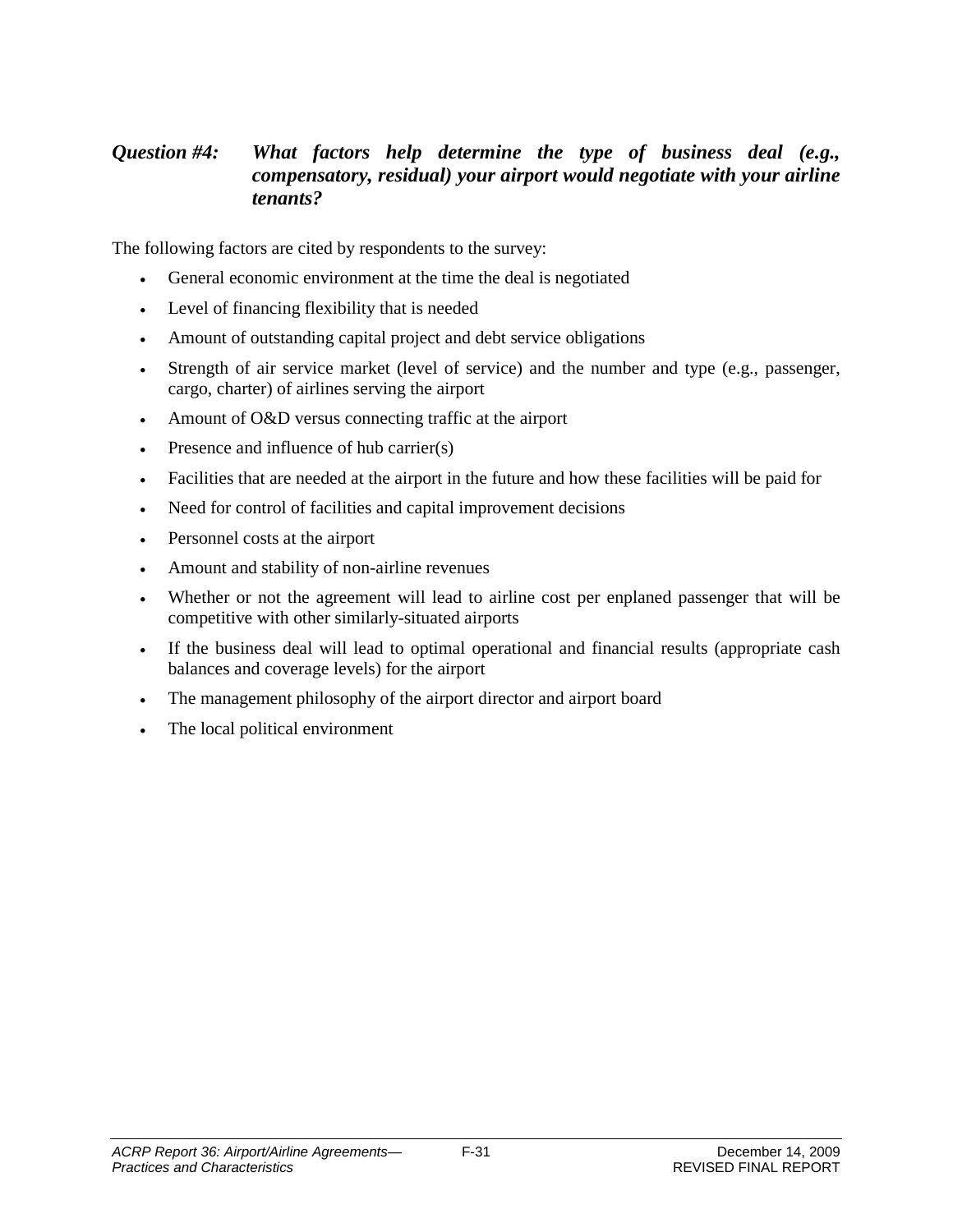***Question #4: What factors help determine the type of business deal (e.g., compensatory, residual) your airport would negotiate with your airline tenants?***

The following factors are cited by respondents to the survey:

- General economic environment at the time the deal is negotiated
- Level of financing flexibility that is needed
- Amount of outstanding capital project and debt service obligations
- Strength of air service market (level of service) and the number and type (e.g., passenger, cargo, charter) of airlines serving the airport
- Amount of O&D versus connecting traffic at the airport
- Presence and influence of hub carrier(s)
- Facilities that are needed at the airport in the future and how these facilities will be paid for
- Need for control of facilities and capital improvement decisions
- Personnel costs at the airport
- Amount and stability of non-airline revenues
- Whether or not the agreement will lead to airline cost per enplaned passenger that will be competitive with other similarly-situated airports
- If the business deal will lead to optimal operational and financial results (appropriate cash balances and coverage levels) for the airport
- The management philosophy of the airport director and airport board
- The local political environment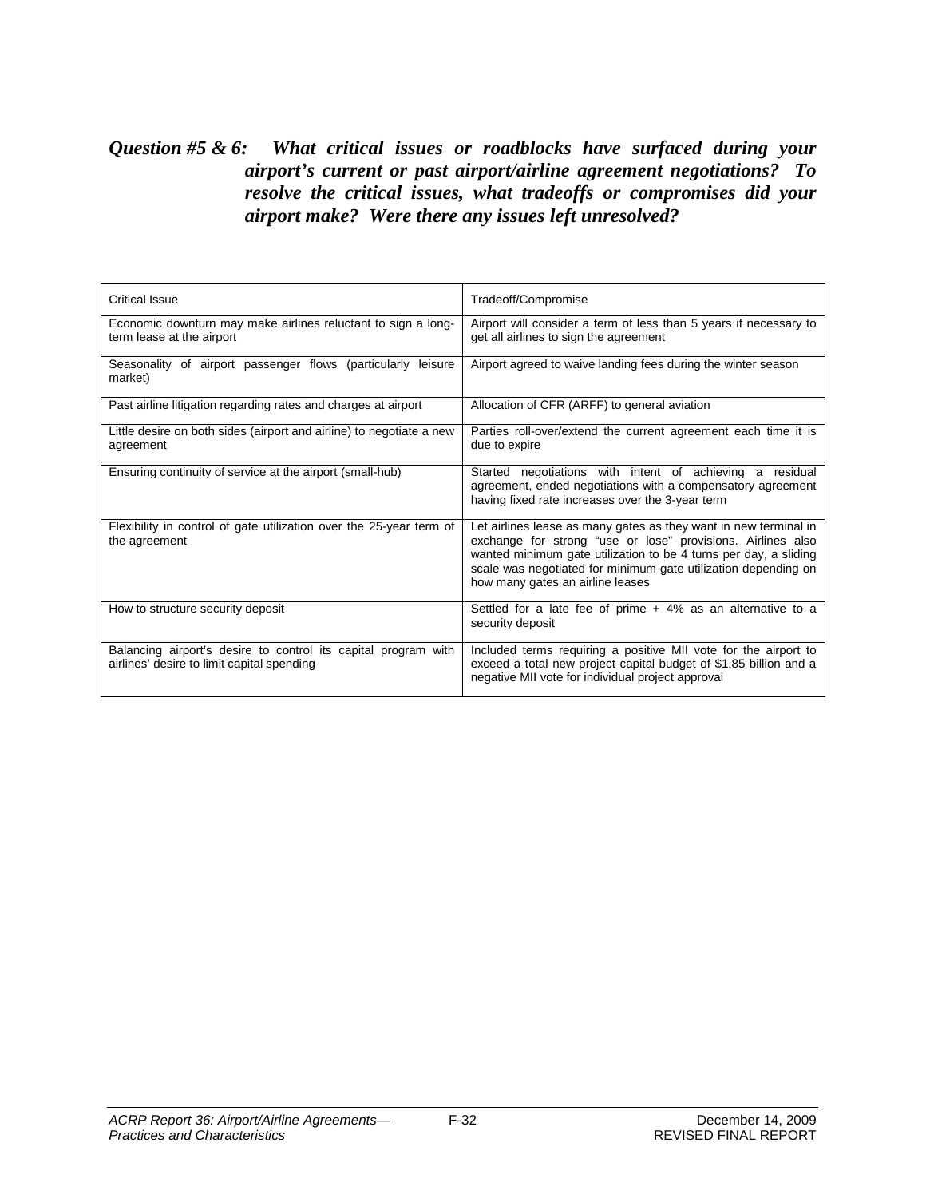***Question #5 & 6: What critical issues or roadblocks have surfaced during your airport's current or past airport/airline agreement negotiations? To resolve the critical issues, what tradeoffs or compromises did your airport make? Were there any issues left unresolved?***

| Critical Issue | Tradeoff/Compromise |
|---|---|
| Economic downturn may make airlines reluctant to sign a long-term lease at the airport | Airport will consider a term of less than 5 years if necessary to get all airlines to sign the agreement |
| Seasonality of airport passenger flows (particularly leisure market) | Airport agreed to waive landing fees during the winter season |
| Past airline litigation regarding rates and charges at airport | Allocation of CFR (ARFF) to general aviation |
| Little desire on both sides (airport and airline) to negotiate a new agreement | Parties roll-over/extend the current agreement each time it is due to expire |
| Ensuring continuity of service at the airport (small-hub) | Started negotiations with intent of achieving a residual agreement, ended negotiations with a compensatory agreement having fixed rate increases over the 3-year term |
| Flexibility in control of gate utilization over the 25-year term of the agreement | Let airlines lease as many gates as they want in new terminal in exchange for strong "use or lose" provisions. Airlines also wanted minimum gate utilization to be 4 turns per day, a sliding scale was negotiated for minimum gate utilization depending on how many gates an airline leases |
| How to structure security deposit | Settled for a late fee of prime + 4% as an alternative to a security deposit |
| Balancing airport's desire to control its capital program with airlines' desire to limit capital spending | Included terms requiring a positive MII vote for the airport to exceed a total new project capital budget of $1.85 billion and a negative MII vote for individual project approval |